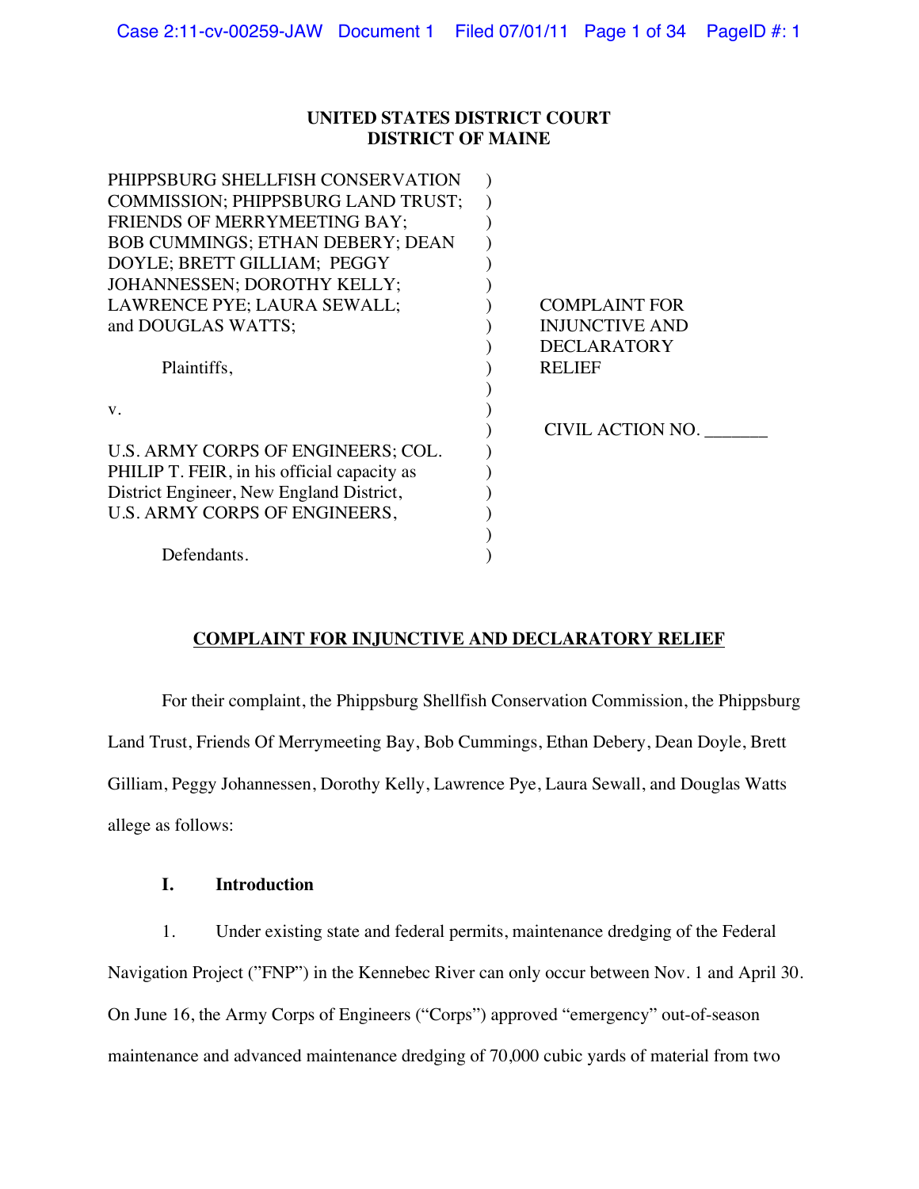**UNITED STATES DISTRICT COURT**
**DISTRICT OF MAINE**

| | |
|---|---|
| PHIPPSBURG SHELLFISH CONSERVATION COMMISSION; PHIPPSBURG LAND TRUST; FRIENDS OF MERRYMEETING BAY; BOB CUMMINGS; ETHAN DEBERY; DEAN DOYLE; BRETT GILLIAM; PEGGY JOHANNESSEN; DOROTHY KELLY; LAWRENCE PYE; LAURA SEWALL; and DOUGLAS WATTS;<br><br>Plaintiffs,<br><br>v.<br><br>U.S. ARMY CORPS OF ENGINEERS; COL. PHILIP T. FEIR, in his official capacity as District Engineer, New England District, U.S. ARMY CORPS OF ENGINEERS,<br><br>Defendants. | COMPLAINT FOR INJUNCTIVE AND DECLARATORY RELIEF<br><br>CIVIL ACTION NO. _______ |

## COMPLAINT FOR INJUNCTIVE AND DECLARATORY RELIEF

For their complaint, the Phippsburg Shellfish Conservation Commission, the Phippsburg Land Trust, Friends Of Merrymeeting Bay, Bob Cummings, Ethan Debery, Dean Doyle, Brett Gilliam, Peggy Johannessen, Dorothy Kelly, Lawrence Pye, Laura Sewall, and Douglas Watts allege as follows:

### I. Introduction

1. Under existing state and federal permits, maintenance dredging of the Federal Navigation Project ("FNP") in the Kennebec River can only occur between Nov. 1 and April 30. On June 16, the Army Corps of Engineers ("Corps") approved "emergency" out-of-season maintenance and advanced maintenance dredging of 70,000 cubic yards of material from two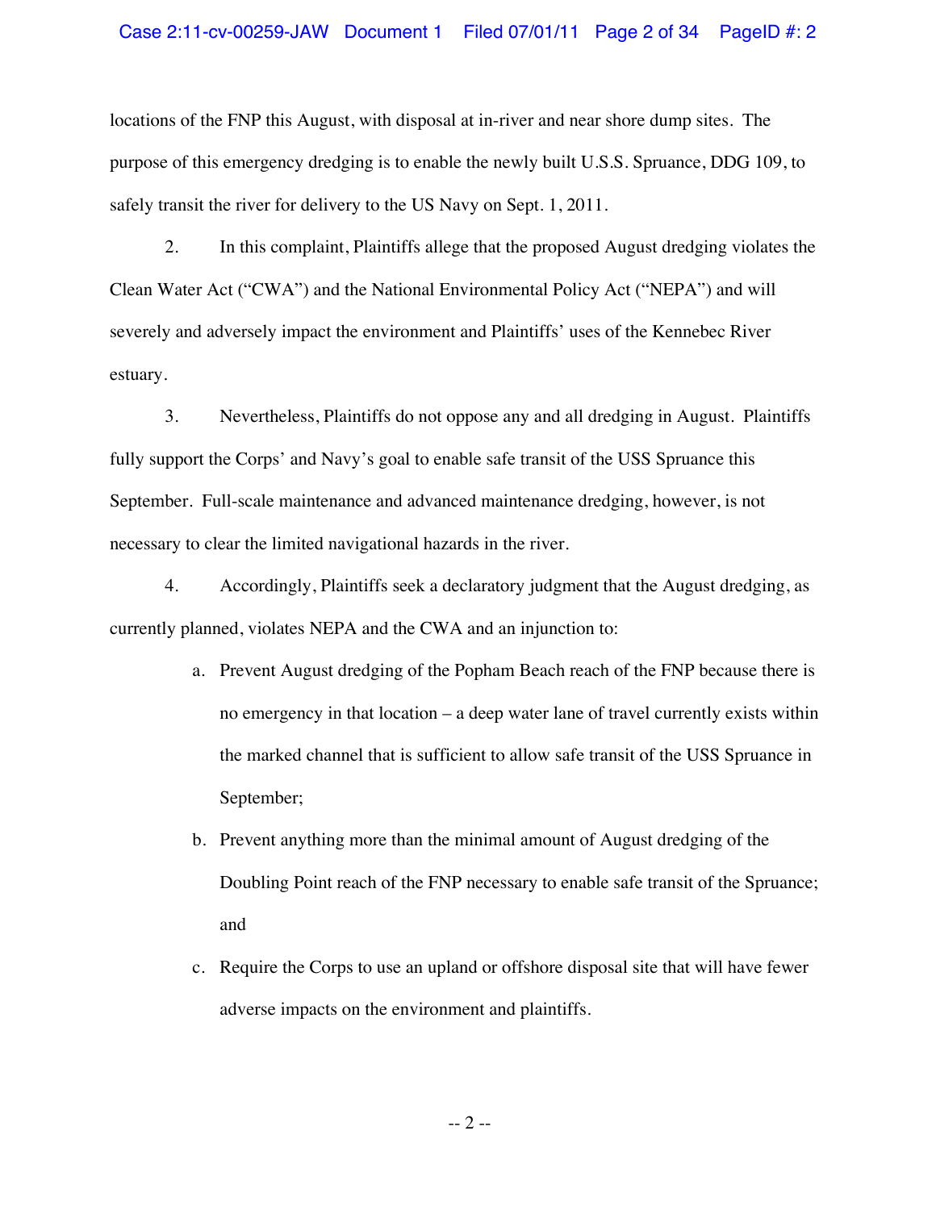locations of the FNP this August, with disposal at in-river and near shore dump sites. The purpose of this emergency dredging is to enable the newly built U.S.S. Spruance, DDG 109, to safely transit the river for delivery to the US Navy on Sept. 1, 2011.

2. In this complaint, Plaintiffs allege that the proposed August dredging violates the Clean Water Act ("CWA") and the National Environmental Policy Act ("NEPA") and will severely and adversely impact the environment and Plaintiffs' uses of the Kennebec River estuary.

3. Nevertheless, Plaintiffs do not oppose any and all dredging in August. Plaintiffs fully support the Corps' and Navy's goal to enable safe transit of the USS Spruance this September. Full-scale maintenance and advanced maintenance dredging, however, is not necessary to clear the limited navigational hazards in the river.

4. Accordingly, Plaintiffs seek a declaratory judgment that the August dredging, as currently planned, violates NEPA and the CWA and an injunction to:

a. Prevent August dredging of the Popham Beach reach of the FNP because there is no emergency in that location – a deep water lane of travel currently exists within the marked channel that is sufficient to allow safe transit of the USS Spruance in September;

b. Prevent anything more than the minimal amount of August dredging of the Doubling Point reach of the FNP necessary to enable safe transit of the Spruance; and

c. Require the Corps to use an upland or offshore disposal site that will have fewer adverse impacts on the environment and plaintiffs.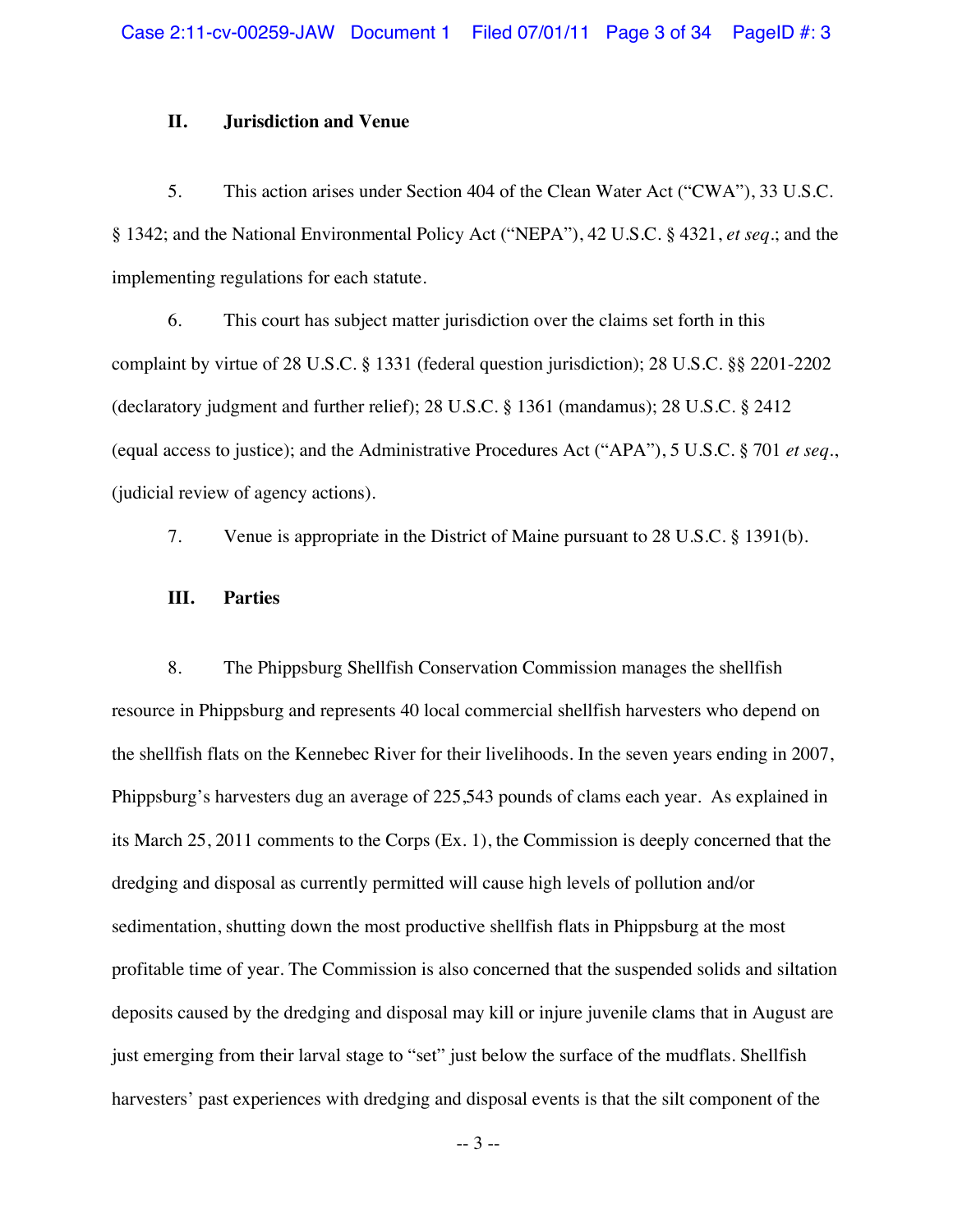## II. Jurisdiction and Venue

5. This action arises under Section 404 of the Clean Water Act ("CWA"), 33 U.S.C. § 1342; and the National Environmental Policy Act ("NEPA"), 42 U.S.C. § 4321, *et seq*.; and the implementing regulations for each statute.

6. This court has subject matter jurisdiction over the claims set forth in this complaint by virtue of 28 U.S.C. § 1331 (federal question jurisdiction); 28 U.S.C. §§ 2201-2202 (declaratory judgment and further relief); 28 U.S.C. § 1361 (mandamus); 28 U.S.C. § 2412 (equal access to justice); and the Administrative Procedures Act ("APA"), 5 U.S.C. § 701 *et seq*., (judicial review of agency actions).

7. Venue is appropriate in the District of Maine pursuant to 28 U.S.C. § 1391(b).

## III. Parties

8. The Phippsburg Shellfish Conservation Commission manages the shellfish resource in Phippsburg and represents 40 local commercial shellfish harvesters who depend on the shellfish flats on the Kennebec River for their livelihoods. In the seven years ending in 2007, Phippsburg's harvesters dug an average of 225,543 pounds of clams each year. As explained in its March 25, 2011 comments to the Corps (Ex. 1), the Commission is deeply concerned that the dredging and disposal as currently permitted will cause high levels of pollution and/or sedimentation, shutting down the most productive shellfish flats in Phippsburg at the most profitable time of year. The Commission is also concerned that the suspended solids and siltation deposits caused by the dredging and disposal may kill or injure juvenile clams that in August are just emerging from their larval stage to "set" just below the surface of the mudflats. Shellfish harvesters' past experiences with dredging and disposal events is that the silt component of the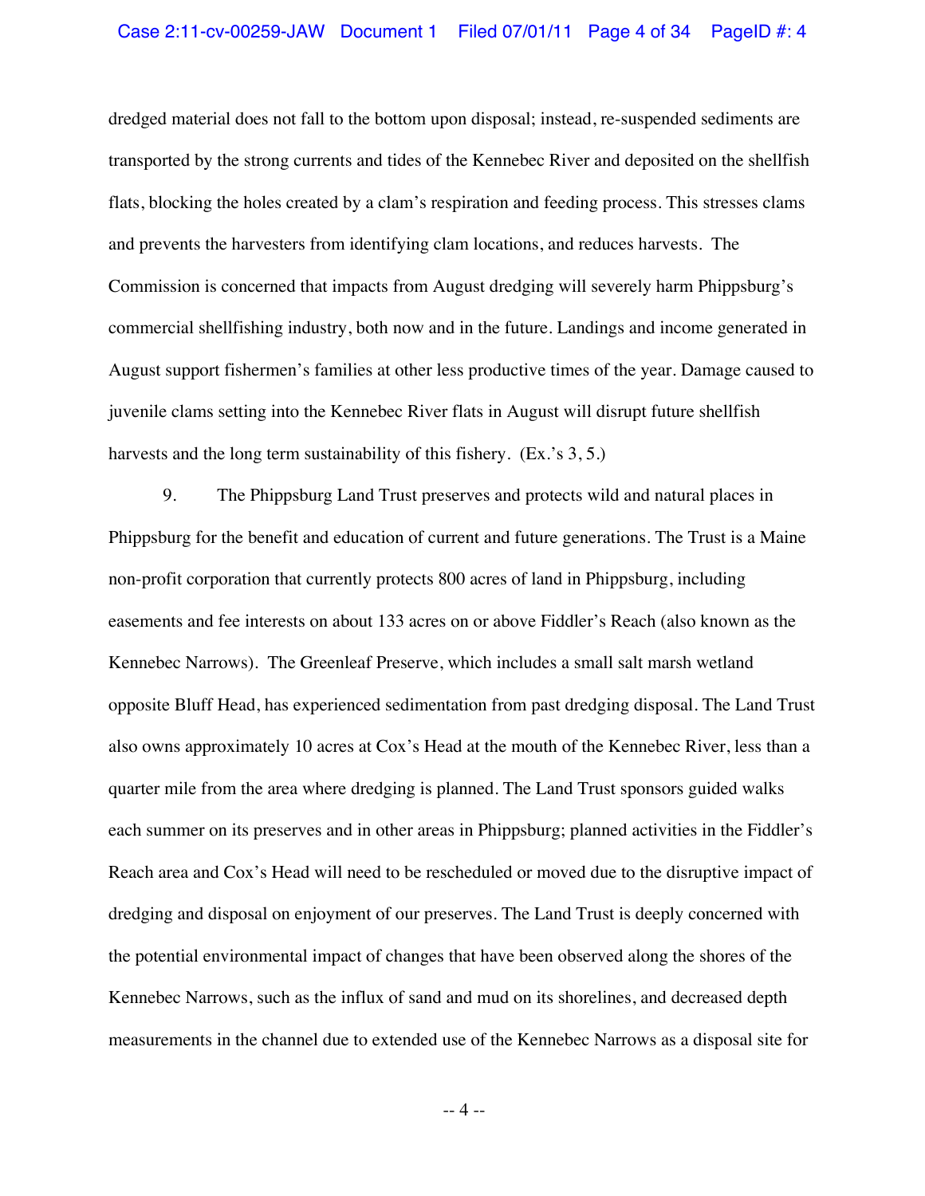dredged material does not fall to the bottom upon disposal; instead, re-suspended sediments are transported by the strong currents and tides of the Kennebec River and deposited on the shellfish flats, blocking the holes created by a clam's respiration and feeding process. This stresses clams and prevents the harvesters from identifying clam locations, and reduces harvests. The Commission is concerned that impacts from August dredging will severely harm Phippsburg's commercial shellfishing industry, both now and in the future. Landings and income generated in August support fishermen's families at other less productive times of the year. Damage caused to juvenile clams setting into the Kennebec River flats in August will disrupt future shellfish harvests and the long term sustainability of this fishery. (Ex.'s 3, 5.)

9. The Phippsburg Land Trust preserves and protects wild and natural places in Phippsburg for the benefit and education of current and future generations. The Trust is a Maine non-profit corporation that currently protects 800 acres of land in Phippsburg, including easements and fee interests on about 133 acres on or above Fiddler's Reach (also known as the Kennebec Narrows). The Greenleaf Preserve, which includes a small salt marsh wetland opposite Bluff Head, has experienced sedimentation from past dredging disposal. The Land Trust also owns approximately 10 acres at Cox's Head at the mouth of the Kennebec River, less than a quarter mile from the area where dredging is planned. The Land Trust sponsors guided walks each summer on its preserves and in other areas in Phippsburg; planned activities in the Fiddler's Reach area and Cox's Head will need to be rescheduled or moved due to the disruptive impact of dredging and disposal on enjoyment of our preserves. The Land Trust is deeply concerned with the potential environmental impact of changes that have been observed along the shores of the Kennebec Narrows, such as the influx of sand and mud on its shorelines, and decreased depth measurements in the channel due to extended use of the Kennebec Narrows as a disposal site for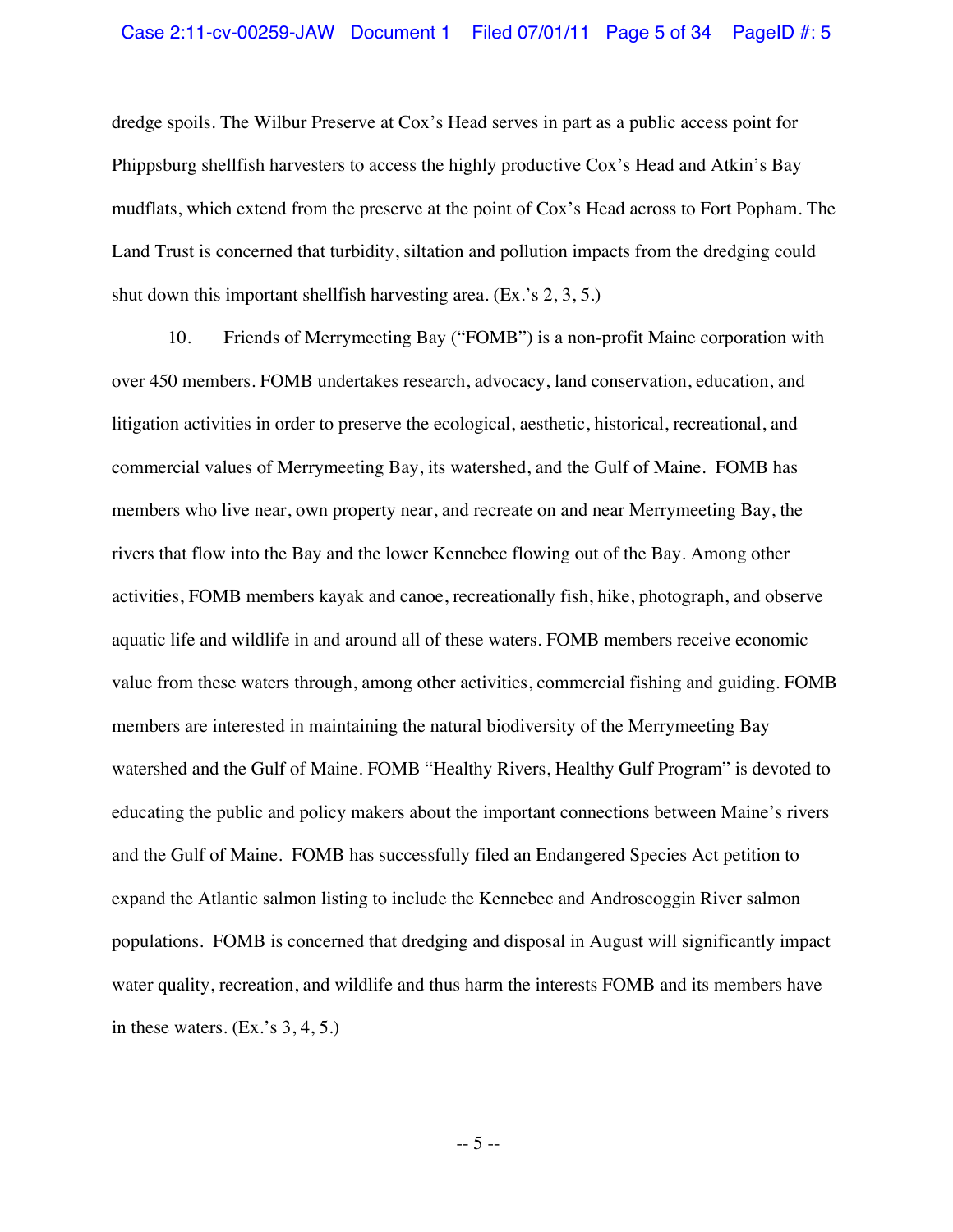dredge spoils. The Wilbur Preserve at Cox's Head serves in part as a public access point for Phippsburg shellfish harvesters to access the highly productive Cox's Head and Atkin's Bay mudflats, which extend from the preserve at the point of Cox's Head across to Fort Popham. The Land Trust is concerned that turbidity, siltation and pollution impacts from the dredging could shut down this important shellfish harvesting area. (Ex.'s 2, 3, 5.)

10. Friends of Merrymeeting Bay ("FOMB") is a non-profit Maine corporation with over 450 members. FOMB undertakes research, advocacy, land conservation, education, and litigation activities in order to preserve the ecological, aesthetic, historical, recreational, and commercial values of Merrymeeting Bay, its watershed, and the Gulf of Maine. FOMB has members who live near, own property near, and recreate on and near Merrymeeting Bay, the rivers that flow into the Bay and the lower Kennebec flowing out of the Bay. Among other activities, FOMB members kayak and canoe, recreationally fish, hike, photograph, and observe aquatic life and wildlife in and around all of these waters. FOMB members receive economic value from these waters through, among other activities, commercial fishing and guiding. FOMB members are interested in maintaining the natural biodiversity of the Merrymeeting Bay watershed and the Gulf of Maine. FOMB "Healthy Rivers, Healthy Gulf Program" is devoted to educating the public and policy makers about the important connections between Maine's rivers and the Gulf of Maine. FOMB has successfully filed an Endangered Species Act petition to expand the Atlantic salmon listing to include the Kennebec and Androscoggin River salmon populations. FOMB is concerned that dredging and disposal in August will significantly impact water quality, recreation, and wildlife and thus harm the interests FOMB and its members have in these waters. (Ex.'s 3, 4, 5.)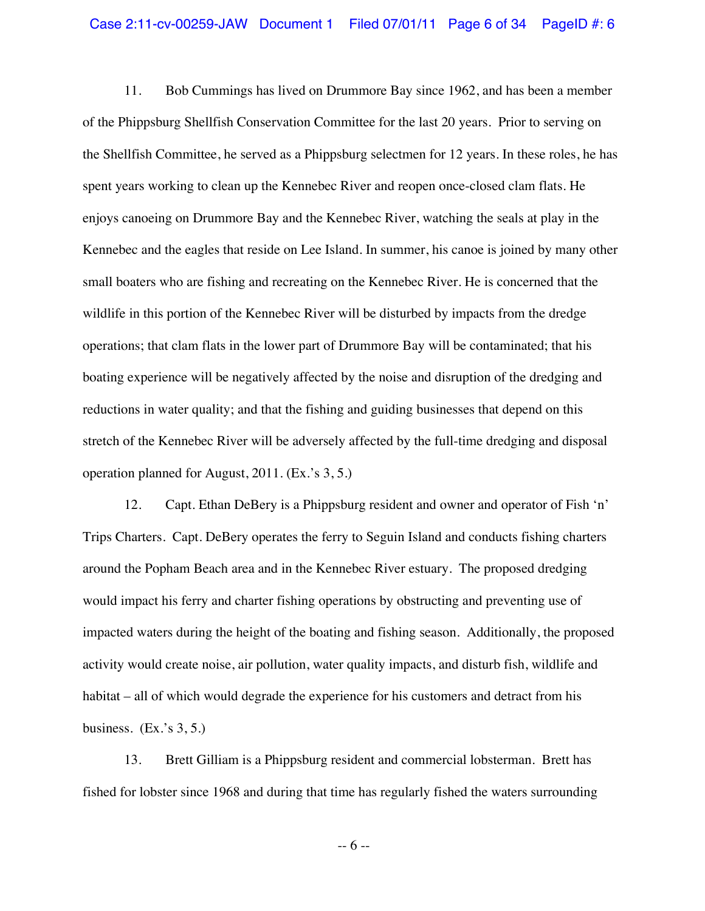11. Bob Cummings has lived on Drummore Bay since 1962, and has been a member of the Phippsburg Shellfish Conservation Committee for the last 20 years. Prior to serving on the Shellfish Committee, he served as a Phippsburg selectmen for 12 years. In these roles, he has spent years working to clean up the Kennebec River and reopen once-closed clam flats. He enjoys canoeing on Drummore Bay and the Kennebec River, watching the seals at play in the Kennebec and the eagles that reside on Lee Island. In summer, his canoe is joined by many other small boaters who are fishing and recreating on the Kennebec River. He is concerned that the wildlife in this portion of the Kennebec River will be disturbed by impacts from the dredge operations; that clam flats in the lower part of Drummore Bay will be contaminated; that his boating experience will be negatively affected by the noise and disruption of the dredging and reductions in water quality; and that the fishing and guiding businesses that depend on this stretch of the Kennebec River will be adversely affected by the full-time dredging and disposal operation planned for August, 2011. (Ex.'s 3, 5.)

12. Capt. Ethan DeBery is a Phippsburg resident and owner and operator of Fish 'n' Trips Charters. Capt. DeBery operates the ferry to Seguin Island and conducts fishing charters around the Popham Beach area and in the Kennebec River estuary. The proposed dredging would impact his ferry and charter fishing operations by obstructing and preventing use of impacted waters during the height of the boating and fishing season. Additionally, the proposed activity would create noise, air pollution, water quality impacts, and disturb fish, wildlife and habitat – all of which would degrade the experience for his customers and detract from his business. (Ex.'s 3, 5.)

13. Brett Gilliam is a Phippsburg resident and commercial lobsterman. Brett has fished for lobster since 1968 and during that time has regularly fished the waters surrounding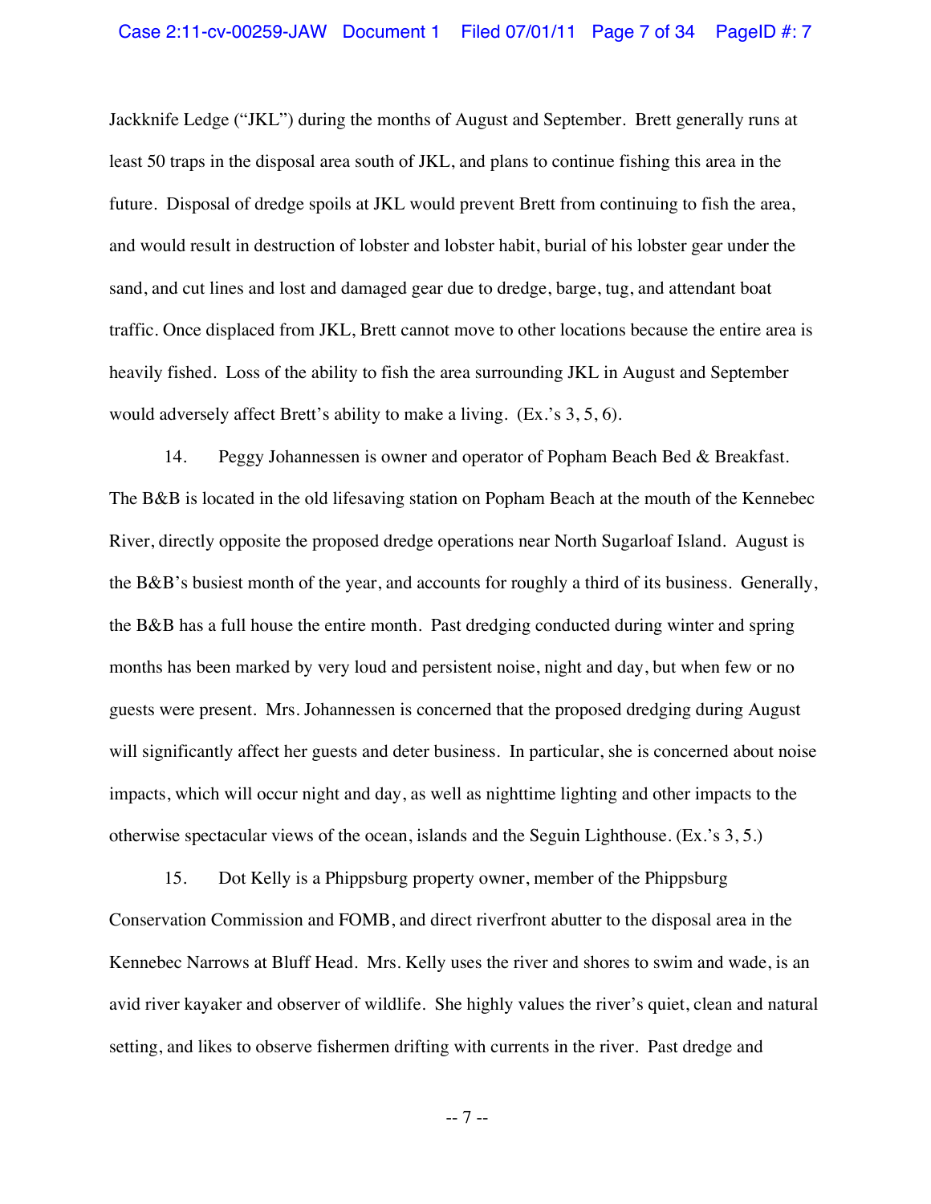Jackknife Ledge ("JKL") during the months of August and September. Brett generally runs at least 50 traps in the disposal area south of JKL, and plans to continue fishing this area in the future. Disposal of dredge spoils at JKL would prevent Brett from continuing to fish the area, and would result in destruction of lobster and lobster habit, burial of his lobster gear under the sand, and cut lines and lost and damaged gear due to dredge, barge, tug, and attendant boat traffic. Once displaced from JKL, Brett cannot move to other locations because the entire area is heavily fished. Loss of the ability to fish the area surrounding JKL in August and September would adversely affect Brett's ability to make a living. (Ex.'s 3, 5, 6).

14. Peggy Johannessen is owner and operator of Popham Beach Bed & Breakfast. The B&B is located in the old lifesaving station on Popham Beach at the mouth of the Kennebec River, directly opposite the proposed dredge operations near North Sugarloaf Island. August is the B&B's busiest month of the year, and accounts for roughly a third of its business. Generally, the B&B has a full house the entire month. Past dredging conducted during winter and spring months has been marked by very loud and persistent noise, night and day, but when few or no guests were present. Mrs. Johannessen is concerned that the proposed dredging during August will significantly affect her guests and deter business. In particular, she is concerned about noise impacts, which will occur night and day, as well as nighttime lighting and other impacts to the otherwise spectacular views of the ocean, islands and the Seguin Lighthouse. (Ex.'s 3, 5.)

15. Dot Kelly is a Phippsburg property owner, member of the Phippsburg Conservation Commission and FOMB, and direct riverfront abutter to the disposal area in the Kennebec Narrows at Bluff Head. Mrs. Kelly uses the river and shores to swim and wade, is an avid river kayaker and observer of wildlife. She highly values the river's quiet, clean and natural setting, and likes to observe fishermen drifting with currents in the river. Past dredge and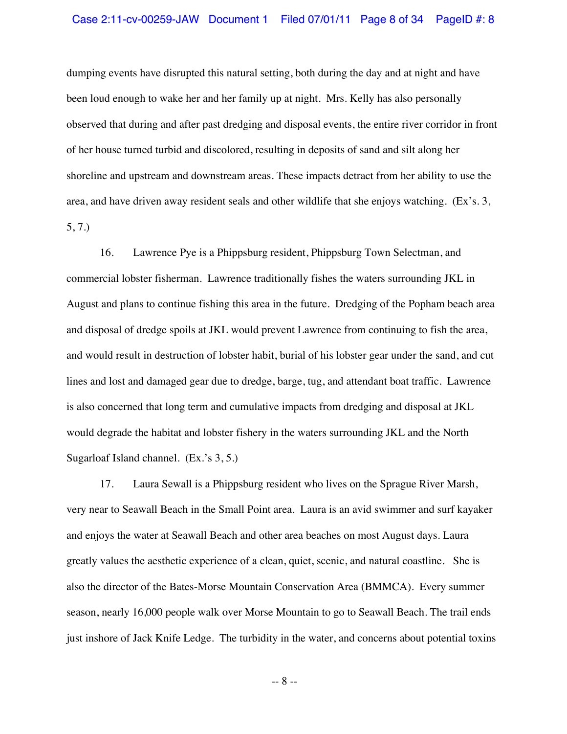dumping events have disrupted this natural setting, both during the day and at night and have been loud enough to wake her and her family up at night. Mrs. Kelly has also personally observed that during and after past dredging and disposal events, the entire river corridor in front of her house turned turbid and discolored, resulting in deposits of sand and silt along her shoreline and upstream and downstream areas. These impacts detract from her ability to use the area, and have driven away resident seals and other wildlife that she enjoys watching. (Ex's. 3, 5, 7.)

16. Lawrence Pye is a Phippsburg resident, Phippsburg Town Selectman, and commercial lobster fisherman. Lawrence traditionally fishes the waters surrounding JKL in August and plans to continue fishing this area in the future. Dredging of the Popham beach area and disposal of dredge spoils at JKL would prevent Lawrence from continuing to fish the area, and would result in destruction of lobster habit, burial of his lobster gear under the sand, and cut lines and lost and damaged gear due to dredge, barge, tug, and attendant boat traffic. Lawrence is also concerned that long term and cumulative impacts from dredging and disposal at JKL would degrade the habitat and lobster fishery in the waters surrounding JKL and the North Sugarloaf Island channel. (Ex.'s 3, 5.)

17. Laura Sewall is a Phippsburg resident who lives on the Sprague River Marsh, very near to Seawall Beach in the Small Point area. Laura is an avid swimmer and surf kayaker and enjoys the water at Seawall Beach and other area beaches on most August days. Laura greatly values the aesthetic experience of a clean, quiet, scenic, and natural coastline. She is also the director of the Bates-Morse Mountain Conservation Area (BMMCA). Every summer season, nearly 16,000 people walk over Morse Mountain to go to Seawall Beach. The trail ends just inshore of Jack Knife Ledge. The turbidity in the water, and concerns about potential toxins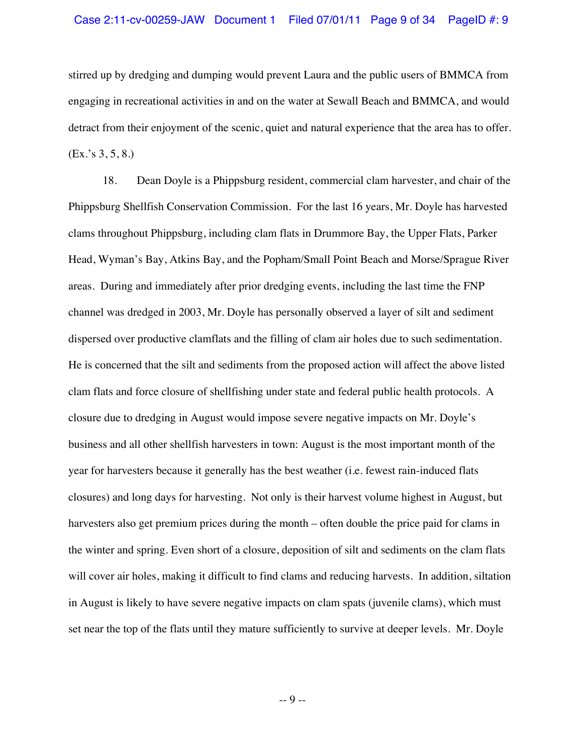stirred up by dredging and dumping would prevent Laura and the public users of BMMCA from engaging in recreational activities in and on the water at Sewall Beach and BMMCA, and would detract from their enjoyment of the scenic, quiet and natural experience that the area has to offer. (Ex.'s 3, 5, 8.)

18. Dean Doyle is a Phippsburg resident, commercial clam harvester, and chair of the Phippsburg Shellfish Conservation Commission. For the last 16 years, Mr. Doyle has harvested clams throughout Phippsburg, including clam flats in Drummore Bay, the Upper Flats, Parker Head, Wyman's Bay, Atkins Bay, and the Popham/Small Point Beach and Morse/Sprague River areas. During and immediately after prior dredging events, including the last time the FNP channel was dredged in 2003, Mr. Doyle has personally observed a layer of silt and sediment dispersed over productive clamflats and the filling of clam air holes due to such sedimentation. He is concerned that the silt and sediments from the proposed action will affect the above listed clam flats and force closure of shellfishing under state and federal public health protocols. A closure due to dredging in August would impose severe negative impacts on Mr. Doyle's business and all other shellfish harvesters in town: August is the most important month of the year for harvesters because it generally has the best weather (i.e. fewest rain-induced flats closures) and long days for harvesting. Not only is their harvest volume highest in August, but harvesters also get premium prices during the month – often double the price paid for clams in the winter and spring. Even short of a closure, deposition of silt and sediments on the clam flats will cover air holes, making it difficult to find clams and reducing harvests. In addition, siltation in August is likely to have severe negative impacts on clam spats (juvenile clams), which must set near the top of the flats until they mature sufficiently to survive at deeper levels. Mr. Doyle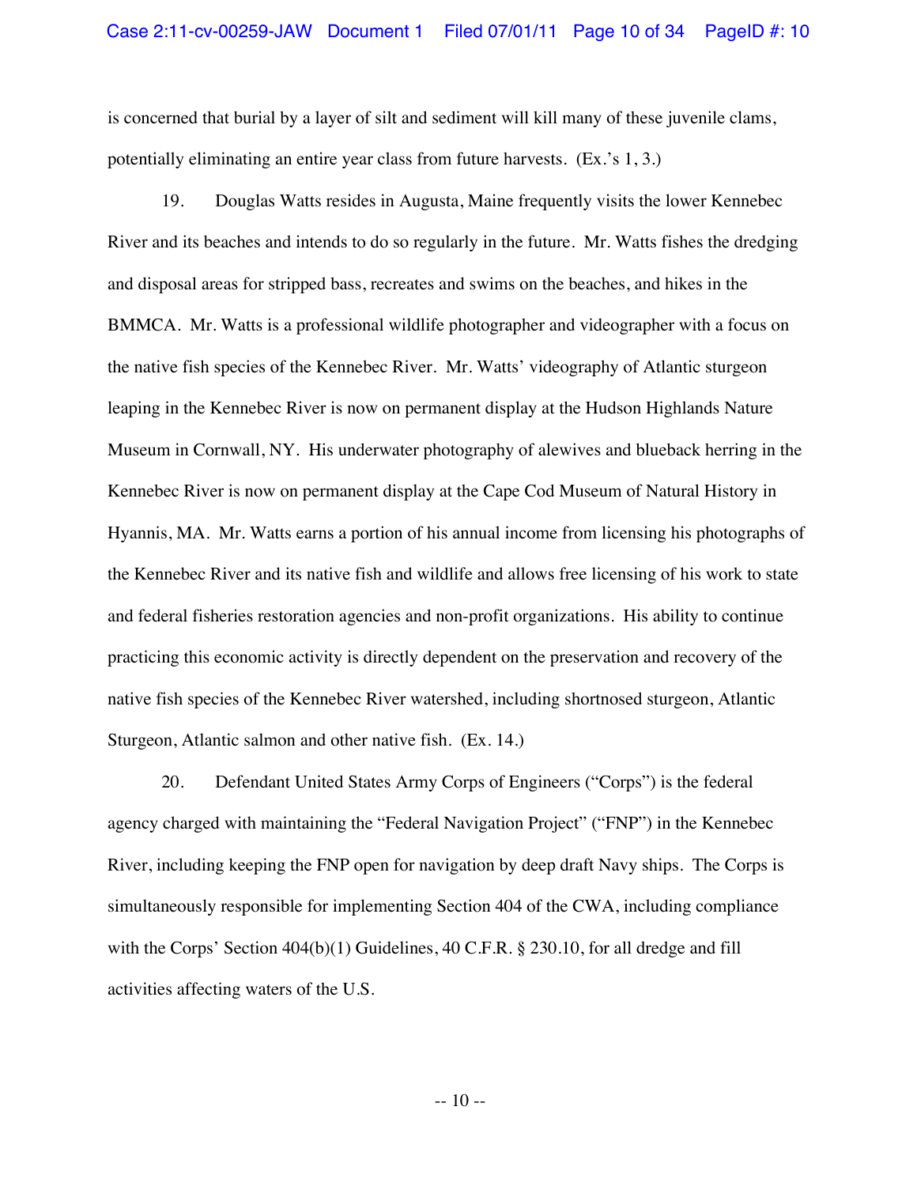is concerned that burial by a layer of silt and sediment will kill many of these juvenile clams, potentially eliminating an entire year class from future harvests. (Ex.'s 1, 3.)

19. Douglas Watts resides in Augusta, Maine frequently visits the lower Kennebec River and its beaches and intends to do so regularly in the future. Mr. Watts fishes the dredging and disposal areas for stripped bass, recreates and swims on the beaches, and hikes in the BMMCA. Mr. Watts is a professional wildlife photographer and videographer with a focus on the native fish species of the Kennebec River. Mr. Watts' videography of Atlantic sturgeon leaping in the Kennebec River is now on permanent display at the Hudson Highlands Nature Museum in Cornwall, NY. His underwater photography of alewives and blueback herring in the Kennebec River is now on permanent display at the Cape Cod Museum of Natural History in Hyannis, MA. Mr. Watts earns a portion of his annual income from licensing his photographs of the Kennebec River and its native fish and wildlife and allows free licensing of his work to state and federal fisheries restoration agencies and non-profit organizations. His ability to continue practicing this economic activity is directly dependent on the preservation and recovery of the native fish species of the Kennebec River watershed, including shortnosed sturgeon, Atlantic Sturgeon, Atlantic salmon and other native fish. (Ex. 14.)

20. Defendant United States Army Corps of Engineers ("Corps") is the federal agency charged with maintaining the "Federal Navigation Project" ("FNP") in the Kennebec River, including keeping the FNP open for navigation by deep draft Navy ships. The Corps is simultaneously responsible for implementing Section 404 of the CWA, including compliance with the Corps' Section 404(b)(1) Guidelines, 40 C.F.R. § 230.10, for all dredge and fill activities affecting waters of the U.S.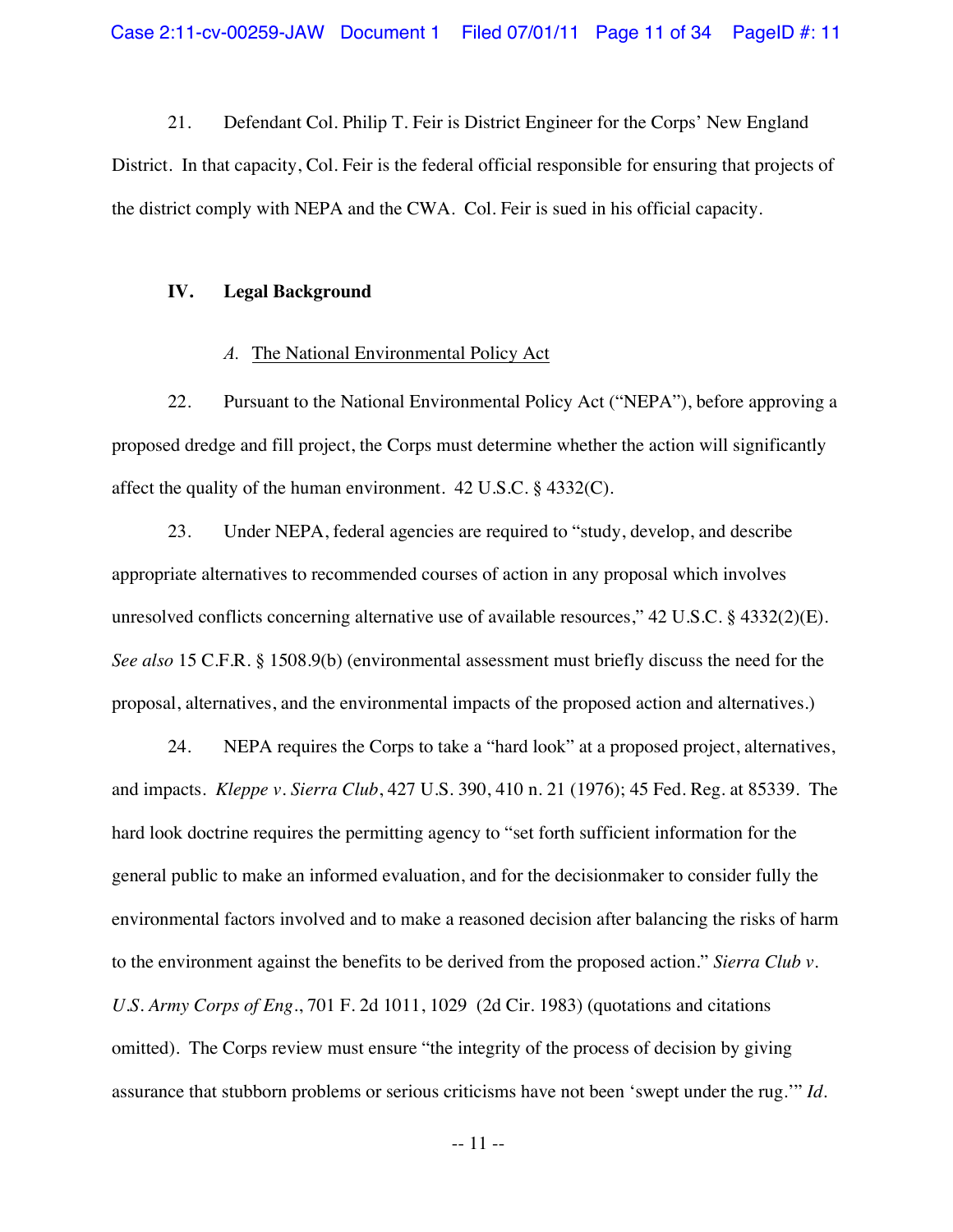21. Defendant Col. Philip T. Feir is District Engineer for the Corps' New England District. In that capacity, Col. Feir is the federal official responsible for ensuring that projects of the district comply with NEPA and the CWA. Col. Feir is sued in his official capacity.

## IV. Legal Background

### *A.* The National Environmental Policy Act

22. Pursuant to the National Environmental Policy Act ("NEPA"), before approving a proposed dredge and fill project, the Corps must determine whether the action will significantly affect the quality of the human environment. 42 U.S.C. § 4332(C).

23. Under NEPA, federal agencies are required to "study, develop, and describe appropriate alternatives to recommended courses of action in any proposal which involves unresolved conflicts concerning alternative use of available resources," 42 U.S.C. § 4332(2)(E). *See also* 15 C.F.R. § 1508.9(b) (environmental assessment must briefly discuss the need for the proposal, alternatives, and the environmental impacts of the proposed action and alternatives.)

24. NEPA requires the Corps to take a "hard look" at a proposed project, alternatives, and impacts. *Kleppe v. Sierra Club*, 427 U.S. 390, 410 n. 21 (1976); 45 Fed. Reg. at 85339. The hard look doctrine requires the permitting agency to "set forth sufficient information for the general public to make an informed evaluation, and for the decisionmaker to consider fully the environmental factors involved and to make a reasoned decision after balancing the risks of harm to the environment against the benefits to be derived from the proposed action." *Sierra Club v. U.S. Army Corps of Eng.*, 701 F. 2d 1011, 1029 (2d Cir. 1983) (quotations and citations omitted). The Corps review must ensure "the integrity of the process of decision by giving assurance that stubborn problems or serious criticisms have not been 'swept under the rug.'" *Id.*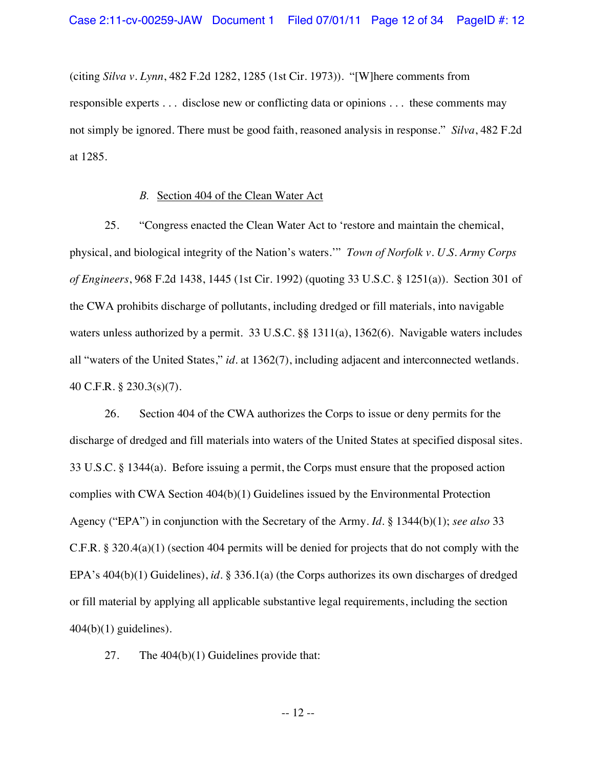(citing *Silva v. Lynn*, 482 F.2d 1282, 1285 (1st Cir. 1973)). "[W]here comments from responsible experts . . . disclose new or conflicting data or opinions . . . these comments may not simply be ignored. There must be good faith, reasoned analysis in response." *Silva*, 482 F.2d at 1285.

### *B.* Section 404 of the Clean Water Act

25. "Congress enacted the Clean Water Act to 'restore and maintain the chemical, physical, and biological integrity of the Nation's waters.'" *Town of Norfolk v. U.S. Army Corps of Engineers*, 968 F.2d 1438, 1445 (1st Cir. 1992) (quoting 33 U.S.C. § 1251(a)). Section 301 of the CWA prohibits discharge of pollutants, including dredged or fill materials, into navigable waters unless authorized by a permit. 33 U.S.C. §§ 1311(a), 1362(6). Navigable waters includes all "waters of the United States," *id.* at 1362(7), including adjacent and interconnected wetlands. 40 C.F.R. § 230.3(s)(7).

26. Section 404 of the CWA authorizes the Corps to issue or deny permits for the discharge of dredged and fill materials into waters of the United States at specified disposal sites. 33 U.S.C. § 1344(a). Before issuing a permit, the Corps must ensure that the proposed action complies with CWA Section 404(b)(1) Guidelines issued by the Environmental Protection Agency ("EPA") in conjunction with the Secretary of the Army. *Id.* § 1344(b)(1); *see also* 33 C.F.R. § 320.4(a)(1) (section 404 permits will be denied for projects that do not comply with the EPA's 404(b)(1) Guidelines), *id.* § 336.1(a) (the Corps authorizes its own discharges of dredged or fill material by applying all applicable substantive legal requirements, including the section 404(b)(1) guidelines).

27. The 404(b)(1) Guidelines provide that: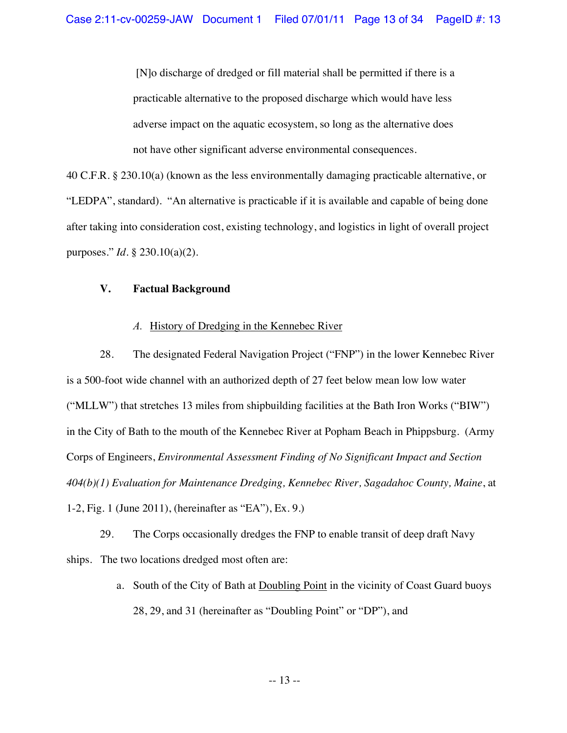> [N]o discharge of dredged or fill material shall be permitted if there is a practicable alternative to the proposed discharge which would have less adverse impact on the aquatic ecosystem, so long as the alternative does not have other significant adverse environmental consequences.

40 C.F.R. § 230.10(a) (known as the less environmentally damaging practicable alternative, or "LEDPA", standard). "An alternative is practicable if it is available and capable of being done after taking into consideration cost, existing technology, and logistics in light of overall project purposes." *Id.* § 230.10(a)(2).

## V. Factual Background

### *A.* History of Dredging in the Kennebec River

28. The designated Federal Navigation Project ("FNP") in the lower Kennebec River is a 500-foot wide channel with an authorized depth of 27 feet below mean low low water ("MLLW") that stretches 13 miles from shipbuilding facilities at the Bath Iron Works ("BIW") in the City of Bath to the mouth of the Kennebec River at Popham Beach in Phippsburg. (Army Corps of Engineers, *Environmental Assessment Finding of No Significant Impact and Section 404(b)(1) Evaluation for Maintenance Dredging, Kennebec River, Sagadahoc County, Maine*, at 1-2, Fig. 1 (June 2011), (hereinafter as "EA"), Ex. 9.)

29. The Corps occasionally dredges the FNP to enable transit of deep draft Navy ships. The two locations dredged most often are:

a. South of the City of Bath at Doubling Point in the vicinity of Coast Guard buoys 28, 29, and 31 (hereinafter as "Doubling Point" or "DP"), and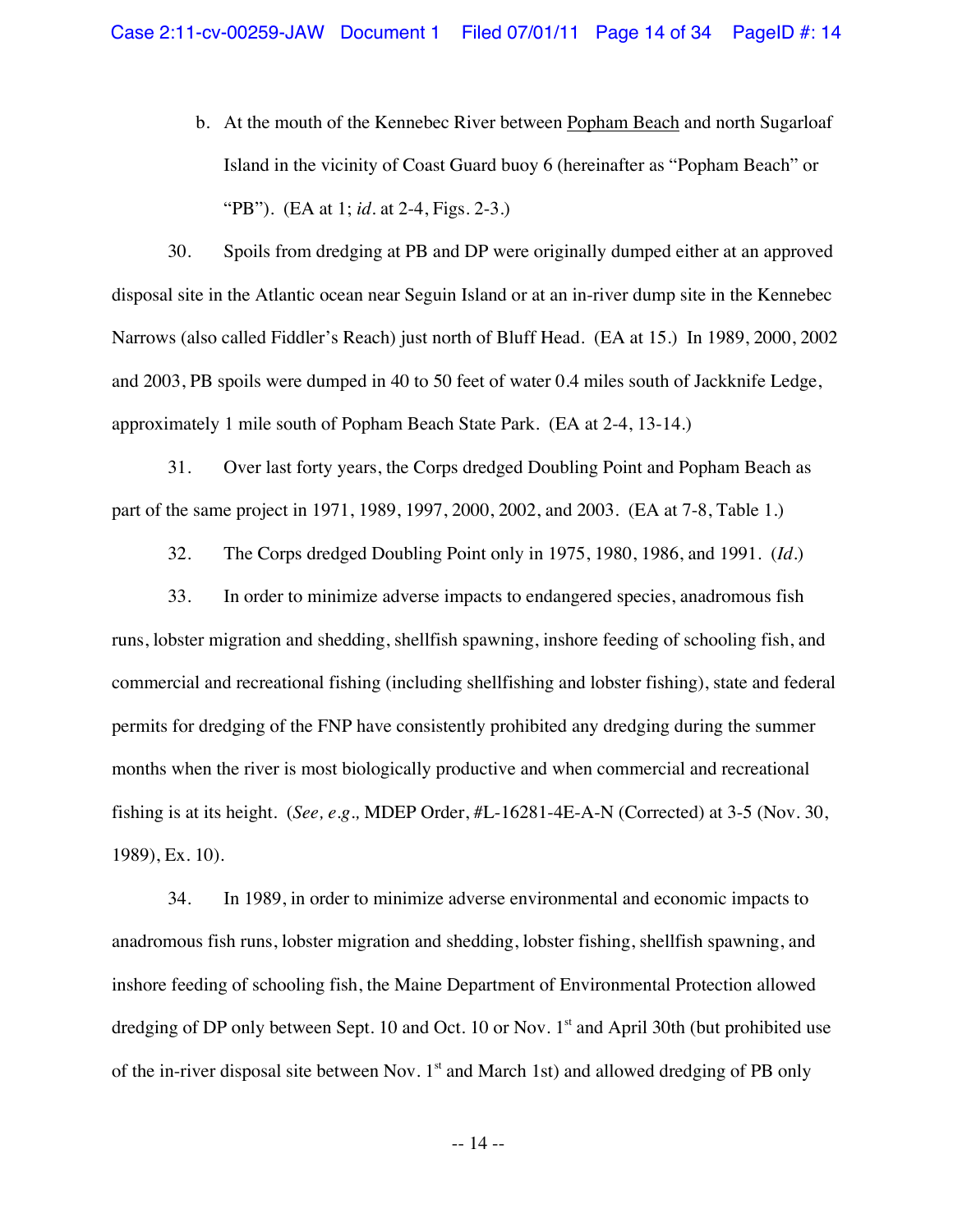b. At the mouth of the Kennebec River between Popham Beach and north Sugarloaf Island in the vicinity of Coast Guard buoy 6 (hereinafter as "Popham Beach" or "PB"). (EA at 1; *id*. at 2-4, Figs. 2-3.)

30. Spoils from dredging at PB and DP were originally dumped either at an approved disposal site in the Atlantic ocean near Seguin Island or at an in-river dump site in the Kennebec Narrows (also called Fiddler's Reach) just north of Bluff Head. (EA at 15.) In 1989, 2000, 2002 and 2003, PB spoils were dumped in 40 to 50 feet of water 0.4 miles south of Jackknife Ledge, approximately 1 mile south of Popham Beach State Park. (EA at 2-4, 13-14.)

31. Over last forty years, the Corps dredged Doubling Point and Popham Beach as part of the same project in 1971, 1989, 1997, 2000, 2002, and 2003. (EA at 7-8, Table 1.)

32. The Corps dredged Doubling Point only in 1975, 1980, 1986, and 1991. (*Id*.)

33. In order to minimize adverse impacts to endangered species, anadromous fish runs, lobster migration and shedding, shellfish spawning, inshore feeding of schooling fish, and commercial and recreational fishing (including shellfishing and lobster fishing), state and federal permits for dredging of the FNP have consistently prohibited any dredging during the summer months when the river is most biologically productive and when commercial and recreational fishing is at its height. (*See, e.g.,* MDEP Order, #L-16281-4E-A-N (Corrected) at 3-5 (Nov. 30, 1989), Ex. 10).

34. In 1989, in order to minimize adverse environmental and economic impacts to anadromous fish runs, lobster migration and shedding, lobster fishing, shellfish spawning, and inshore feeding of schooling fish, the Maine Department of Environmental Protection allowed dredging of DP only between Sept. 10 and Oct. 10 or Nov. 1st and April 30th (but prohibited use of the in-river disposal site between Nov. 1st and March 1st) and allowed dredging of PB only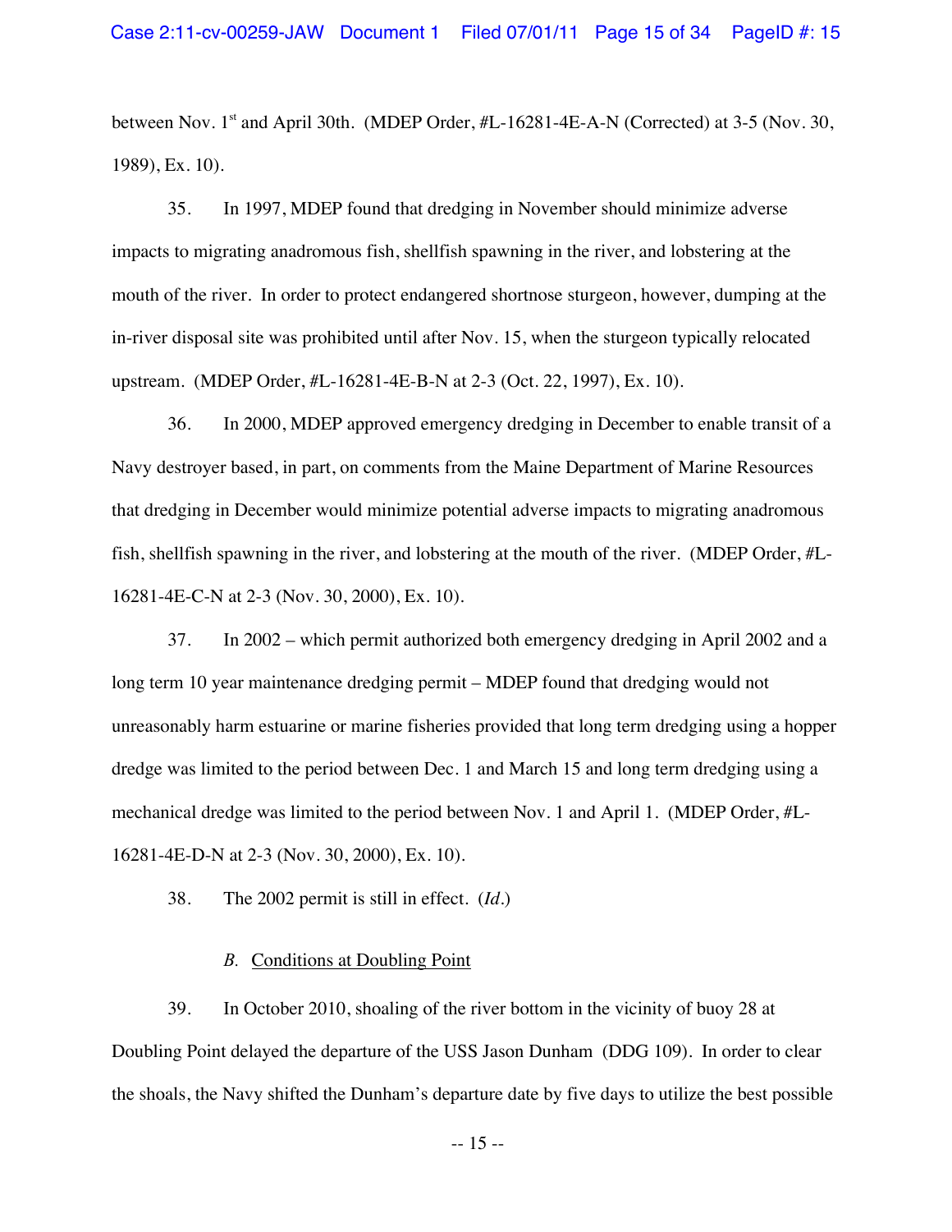between Nov. 1st and April 30th. (MDEP Order, #L-16281-4E-A-N (Corrected) at 3-5 (Nov. 30, 1989), Ex. 10).

35. In 1997, MDEP found that dredging in November should minimize adverse impacts to migrating anadromous fish, shellfish spawning in the river, and lobstering at the mouth of the river. In order to protect endangered shortnose sturgeon, however, dumping at the in-river disposal site was prohibited until after Nov. 15, when the sturgeon typically relocated upstream. (MDEP Order, #L-16281-4E-B-N at 2-3 (Oct. 22, 1997), Ex. 10).

36. In 2000, MDEP approved emergency dredging in December to enable transit of a Navy destroyer based, in part, on comments from the Maine Department of Marine Resources that dredging in December would minimize potential adverse impacts to migrating anadromous fish, shellfish spawning in the river, and lobstering at the mouth of the river. (MDEP Order, #L-16281-4E-C-N at 2-3 (Nov. 30, 2000), Ex. 10).

37. In 2002 – which permit authorized both emergency dredging in April 2002 and a long term 10 year maintenance dredging permit – MDEP found that dredging would not unreasonably harm estuarine or marine fisheries provided that long term dredging using a hopper dredge was limited to the period between Dec. 1 and March 15 and long term dredging using a mechanical dredge was limited to the period between Nov. 1 and April 1. (MDEP Order, #L-16281-4E-D-N at 2-3 (Nov. 30, 2000), Ex. 10).

38. The 2002 permit is still in effect. (*Id.*)

*B.* <u>Conditions at Doubling Point</u>

39. In October 2010, shoaling of the river bottom in the vicinity of buoy 28 at Doubling Point delayed the departure of the USS Jason Dunham (DDG 109). In order to clear the shoals, the Navy shifted the Dunham's departure date by five days to utilize the best possible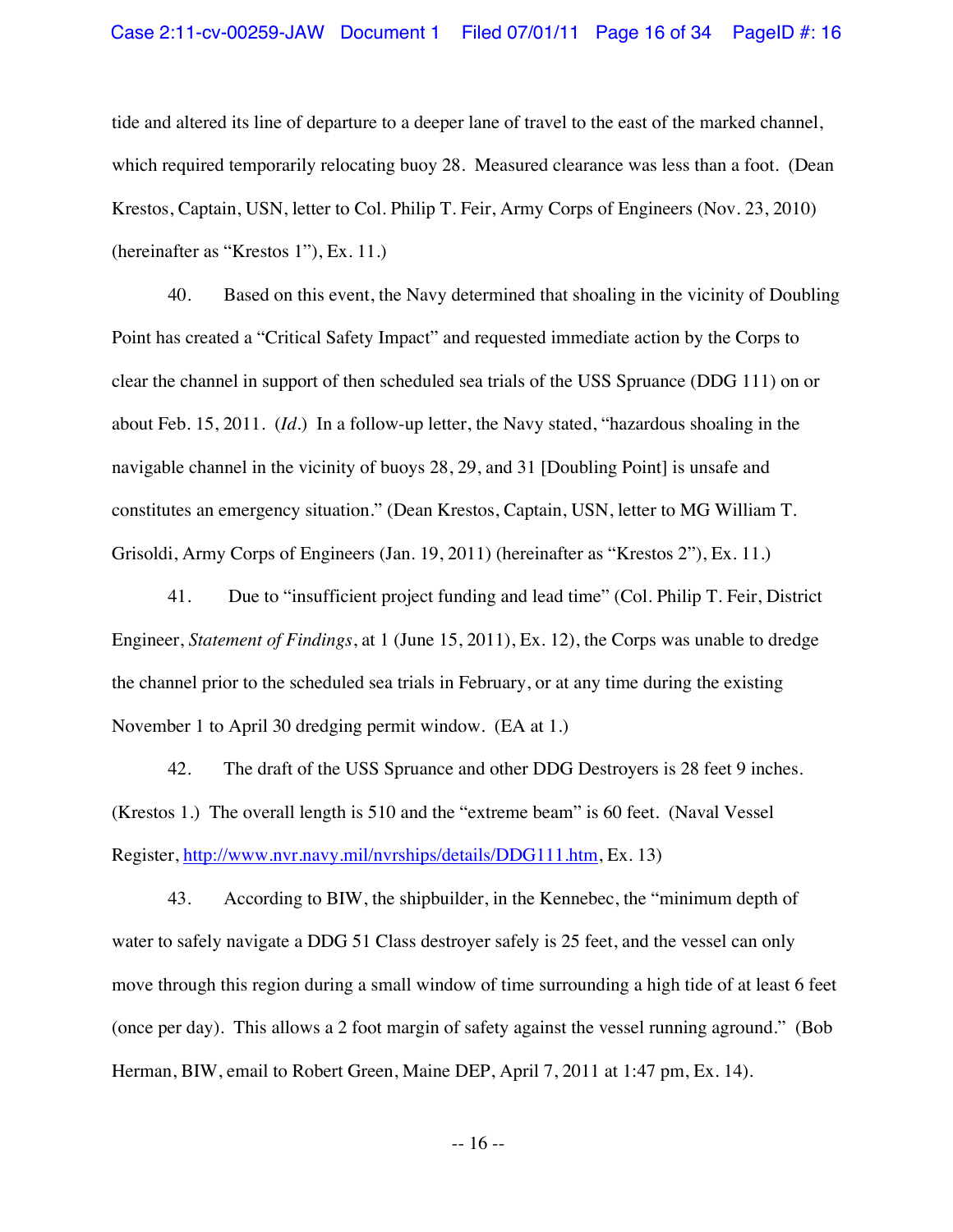tide and altered its line of departure to a deeper lane of travel to the east of the marked channel, which required temporarily relocating buoy 28. Measured clearance was less than a foot. (Dean Krestos, Captain, USN, letter to Col. Philip T. Feir, Army Corps of Engineers (Nov. 23, 2010) (hereinafter as "Krestos 1"), Ex. 11.)

40. Based on this event, the Navy determined that shoaling in the vicinity of Doubling Point has created a "Critical Safety Impact" and requested immediate action by the Corps to clear the channel in support of then scheduled sea trials of the USS Spruance (DDG 111) on or about Feb. 15, 2011. (*Id.*) In a follow-up letter, the Navy stated, "hazardous shoaling in the navigable channel in the vicinity of buoys 28, 29, and 31 [Doubling Point] is unsafe and constitutes an emergency situation." (Dean Krestos, Captain, USN, letter to MG William T. Grisoldi, Army Corps of Engineers (Jan. 19, 2011) (hereinafter as "Krestos 2"), Ex. 11.)

41. Due to "insufficient project funding and lead time" (Col. Philip T. Feir, District Engineer, *Statement of Findings*, at 1 (June 15, 2011), Ex. 12), the Corps was unable to dredge the channel prior to the scheduled sea trials in February, or at any time during the existing November 1 to April 30 dredging permit window. (EA at 1.)

42. The draft of the USS Spruance and other DDG Destroyers is 28 feet 9 inches. (Krestos 1.) The overall length is 510 and the "extreme beam" is 60 feet. (Naval Vessel Register, http://www.nvr.navy.mil/nvrships/details/DDG111.htm, Ex. 13)

43. According to BIW, the shipbuilder, in the Kennebec, the "minimum depth of water to safely navigate a DDG 51 Class destroyer safely is 25 feet, and the vessel can only move through this region during a small window of time surrounding a high tide of at least 6 feet (once per day). This allows a 2 foot margin of safety against the vessel running aground." (Bob Herman, BIW, email to Robert Green, Maine DEP, April 7, 2011 at 1:47 pm, Ex. 14).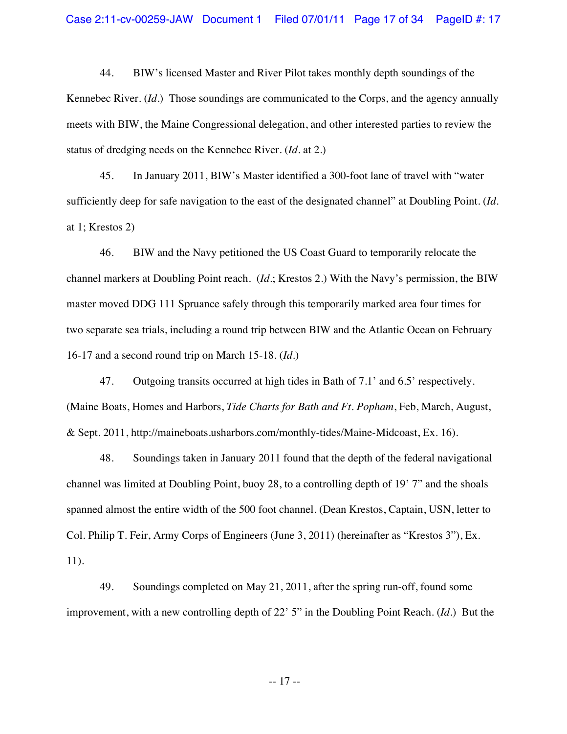44. BIW's licensed Master and River Pilot takes monthly depth soundings of the Kennebec River. (*Id.*) Those soundings are communicated to the Corps, and the agency annually meets with BIW, the Maine Congressional delegation, and other interested parties to review the status of dredging needs on the Kennebec River. (*Id.* at 2.)

45. In January 2011, BIW's Master identified a 300-foot lane of travel with "water sufficiently deep for safe navigation to the east of the designated channel" at Doubling Point. (*Id.* at 1; Krestos 2)

46. BIW and the Navy petitioned the US Coast Guard to temporarily relocate the channel markers at Doubling Point reach. (*Id.*; Krestos 2.) With the Navy's permission, the BIW master moved DDG 111 Spruance safely through this temporarily marked area four times for two separate sea trials, including a round trip between BIW and the Atlantic Ocean on February 16-17 and a second round trip on March 15-18. (*Id.*)

47. Outgoing transits occurred at high tides in Bath of 7.1' and 6.5' respectively. (Maine Boats, Homes and Harbors, *Tide Charts for Bath and Ft. Popham*, Feb, March, August, & Sept. 2011, http://maineboats.usharbors.com/monthly-tides/Maine-Midcoast, Ex. 16).

48. Soundings taken in January 2011 found that the depth of the federal navigational channel was limited at Doubling Point, buoy 28, to a controlling depth of 19' 7" and the shoals spanned almost the entire width of the 500 foot channel. (Dean Krestos, Captain, USN, letter to Col. Philip T. Feir, Army Corps of Engineers (June 3, 2011) (hereinafter as "Krestos 3"), Ex. 11).

49. Soundings completed on May 21, 2011, after the spring run-off, found some improvement, with a new controlling depth of 22' 5" in the Doubling Point Reach. (*Id.*) But the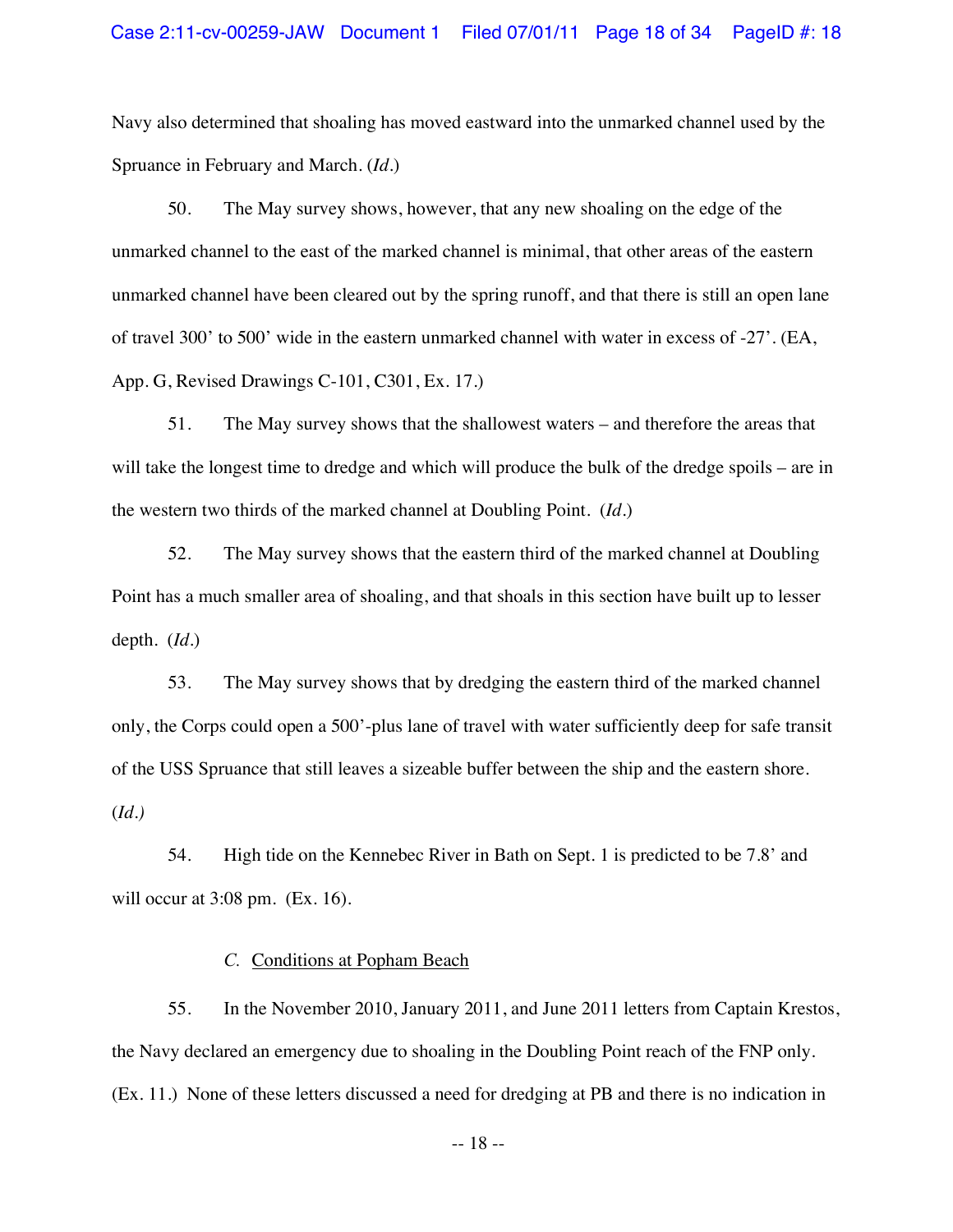Navy also determined that shoaling has moved eastward into the unmarked channel used by the Spruance in February and March. (*Id.*)

50. The May survey shows, however, that any new shoaling on the edge of the unmarked channel to the east of the marked channel is minimal, that other areas of the eastern unmarked channel have been cleared out by the spring runoff, and that there is still an open lane of travel 300' to 500' wide in the eastern unmarked channel with water in excess of -27'. (EA, App. G, Revised Drawings C-101, C301, Ex. 17.)

51. The May survey shows that the shallowest waters – and therefore the areas that will take the longest time to dredge and which will produce the bulk of the dredge spoils – are in the western two thirds of the marked channel at Doubling Point. (*Id.*)

52. The May survey shows that the eastern third of the marked channel at Doubling Point has a much smaller area of shoaling, and that shoals in this section have built up to lesser depth. (*Id.*)

53. The May survey shows that by dredging the eastern third of the marked channel only, the Corps could open a 500'-plus lane of travel with water sufficiently deep for safe transit of the USS Spruance that still leaves a sizeable buffer between the ship and the eastern shore. (*Id.)*

54. High tide on the Kennebec River in Bath on Sept. 1 is predicted to be 7.8' and will occur at 3:08 pm. (Ex. 16).

### *C.* Conditions at Popham Beach

55. In the November 2010, January 2011, and June 2011 letters from Captain Krestos, the Navy declared an emergency due to shoaling in the Doubling Point reach of the FNP only. (Ex. 11.) None of these letters discussed a need for dredging at PB and there is no indication in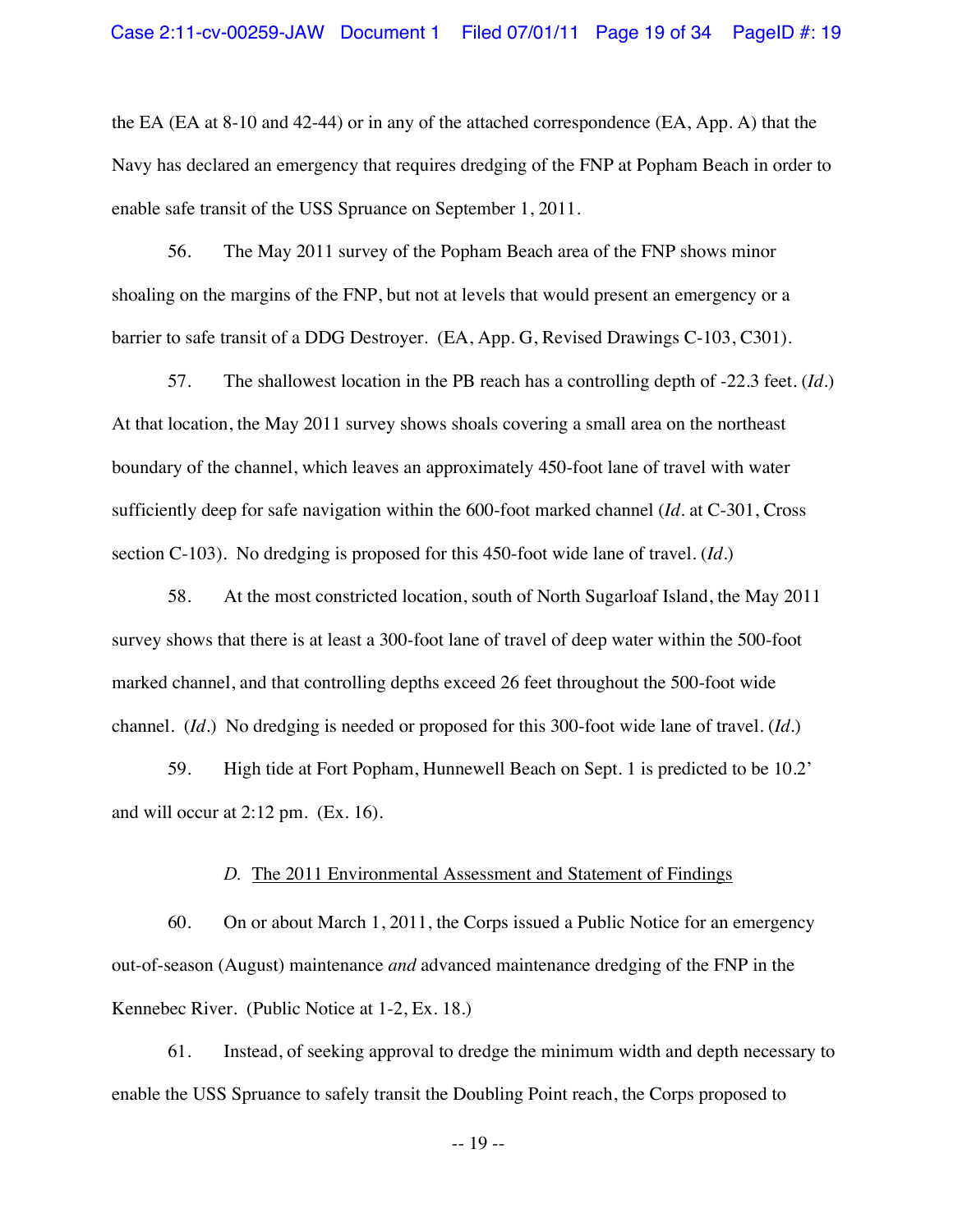the EA (EA at 8-10 and 42-44) or in any of the attached correspondence (EA, App. A) that the Navy has declared an emergency that requires dredging of the FNP at Popham Beach in order to enable safe transit of the USS Spruance on September 1, 2011.

56. The May 2011 survey of the Popham Beach area of the FNP shows minor shoaling on the margins of the FNP, but not at levels that would present an emergency or a barrier to safe transit of a DDG Destroyer. (EA, App. G, Revised Drawings C-103, C301).

57. The shallowest location in the PB reach has a controlling depth of -22.3 feet. (*Id.*) At that location, the May 2011 survey shows shoals covering a small area on the northeast boundary of the channel, which leaves an approximately 450-foot lane of travel with water sufficiently deep for safe navigation within the 600-foot marked channel (*Id.* at C-301, Cross section C-103). No dredging is proposed for this 450-foot wide lane of travel. (*Id.*)

58. At the most constricted location, south of North Sugarloaf Island, the May 2011 survey shows that there is at least a 300-foot lane of travel of deep water within the 500-foot marked channel, and that controlling depths exceed 26 feet throughout the 500-foot wide channel. (*Id.*) No dredging is needed or proposed for this 300-foot wide lane of travel. (*Id.*)

59. High tide at Fort Popham, Hunnewell Beach on Sept. 1 is predicted to be 10.2' and will occur at 2:12 pm. (Ex. 16).

### *D.* The 2011 Environmental Assessment and Statement of Findings

60. On or about March 1, 2011, the Corps issued a Public Notice for an emergency out-of-season (August) maintenance *and* advanced maintenance dredging of the FNP in the Kennebec River. (Public Notice at 1-2, Ex. 18.)

61. Instead, of seeking approval to dredge the minimum width and depth necessary to enable the USS Spruance to safely transit the Doubling Point reach, the Corps proposed to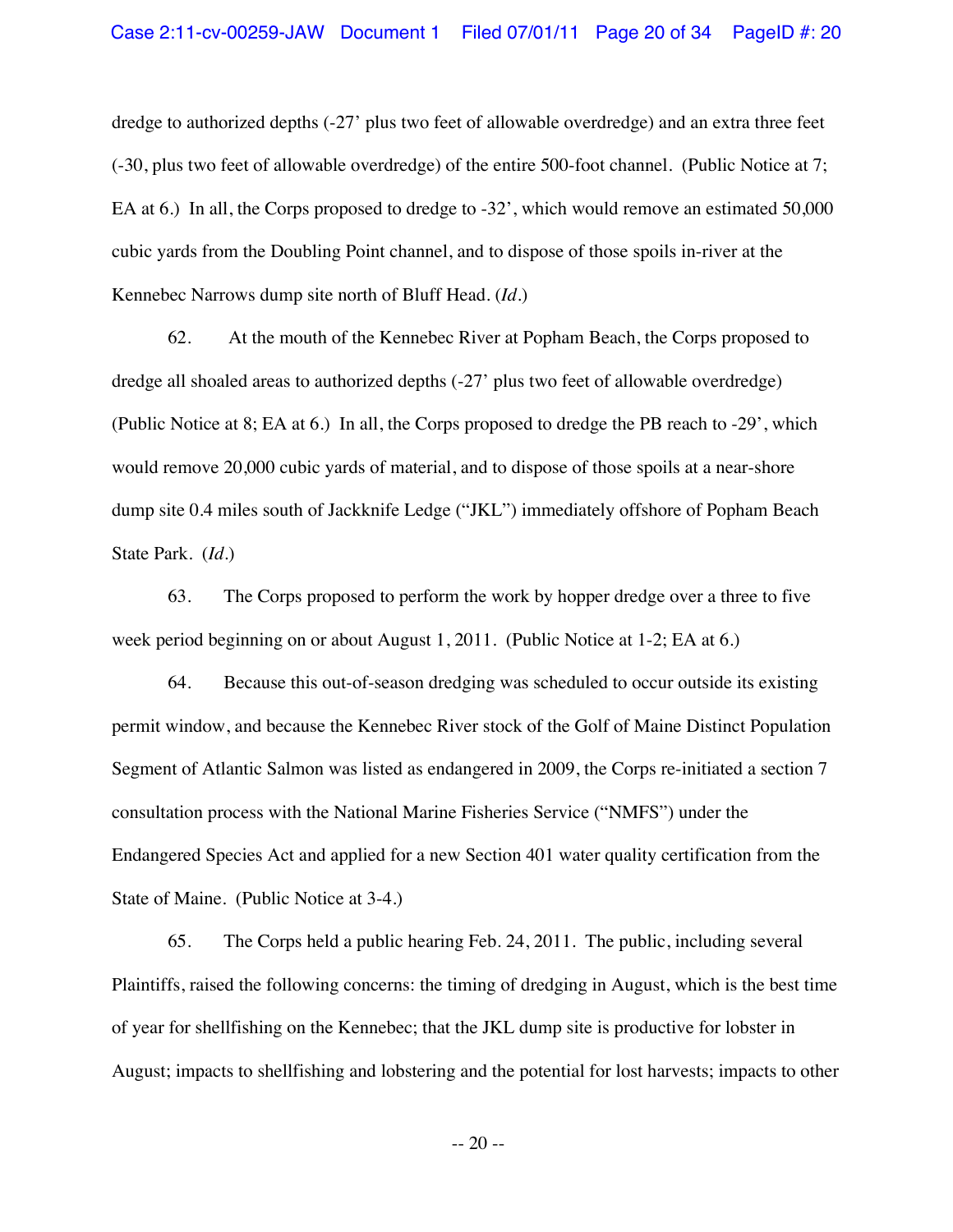dredge to authorized depths (-27' plus two feet of allowable overdredge) and an extra three feet (-30, plus two feet of allowable overdredge) of the entire 500-foot channel. (Public Notice at 7; EA at 6.) In all, the Corps proposed to dredge to -32', which would remove an estimated 50,000 cubic yards from the Doubling Point channel, and to dispose of those spoils in-river at the Kennebec Narrows dump site north of Bluff Head. (*Id.*)

62. At the mouth of the Kennebec River at Popham Beach, the Corps proposed to dredge all shoaled areas to authorized depths (-27' plus two feet of allowable overdredge) (Public Notice at 8; EA at 6.) In all, the Corps proposed to dredge the PB reach to -29', which would remove 20,000 cubic yards of material, and to dispose of those spoils at a near-shore dump site 0.4 miles south of Jackknife Ledge ("JKL") immediately offshore of Popham Beach State Park. (*Id.*)

63. The Corps proposed to perform the work by hopper dredge over a three to five week period beginning on or about August 1, 2011. (Public Notice at 1-2; EA at 6.)

64. Because this out-of-season dredging was scheduled to occur outside its existing permit window, and because the Kennebec River stock of the Golf of Maine Distinct Population Segment of Atlantic Salmon was listed as endangered in 2009, the Corps re-initiated a section 7 consultation process with the National Marine Fisheries Service ("NMFS") under the Endangered Species Act and applied for a new Section 401 water quality certification from the State of Maine. (Public Notice at 3-4.)

65. The Corps held a public hearing Feb. 24, 2011. The public, including several Plaintiffs, raised the following concerns: the timing of dredging in August, which is the best time of year for shellfishing on the Kennebec; that the JKL dump site is productive for lobster in August; impacts to shellfishing and lobstering and the potential for lost harvests; impacts to other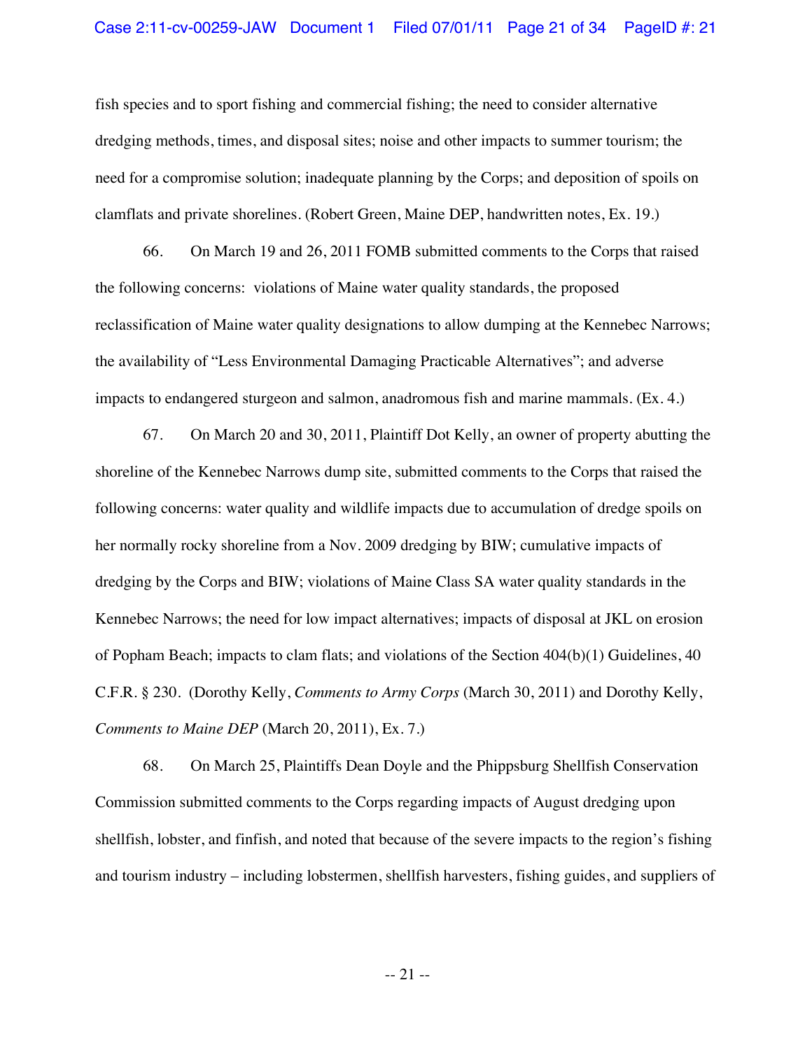fish species and to sport fishing and commercial fishing; the need to consider alternative dredging methods, times, and disposal sites; noise and other impacts to summer tourism; the need for a compromise solution; inadequate planning by the Corps; and deposition of spoils on clamflats and private shorelines. (Robert Green, Maine DEP, handwritten notes, Ex. 19.)

66. On March 19 and 26, 2011 FOMB submitted comments to the Corps that raised the following concerns: violations of Maine water quality standards, the proposed reclassification of Maine water quality designations to allow dumping at the Kennebec Narrows; the availability of "Less Environmental Damaging Practicable Alternatives"; and adverse impacts to endangered sturgeon and salmon, anadromous fish and marine mammals. (Ex. 4.)

67. On March 20 and 30, 2011, Plaintiff Dot Kelly, an owner of property abutting the shoreline of the Kennebec Narrows dump site, submitted comments to the Corps that raised the following concerns: water quality and wildlife impacts due to accumulation of dredge spoils on her normally rocky shoreline from a Nov. 2009 dredging by BIW; cumulative impacts of dredging by the Corps and BIW; violations of Maine Class SA water quality standards in the Kennebec Narrows; the need for low impact alternatives; impacts of disposal at JKL on erosion of Popham Beach; impacts to clam flats; and violations of the Section 404(b)(1) Guidelines, 40 C.F.R. § 230. (Dorothy Kelly, *Comments to Army Corps* (March 30, 2011) and Dorothy Kelly, *Comments to Maine DEP* (March 20, 2011), Ex. 7.)

68. On March 25, Plaintiffs Dean Doyle and the Phippsburg Shellfish Conservation Commission submitted comments to the Corps regarding impacts of August dredging upon shellfish, lobster, and finfish, and noted that because of the severe impacts to the region's fishing and tourism industry – including lobstermen, shellfish harvesters, fishing guides, and suppliers of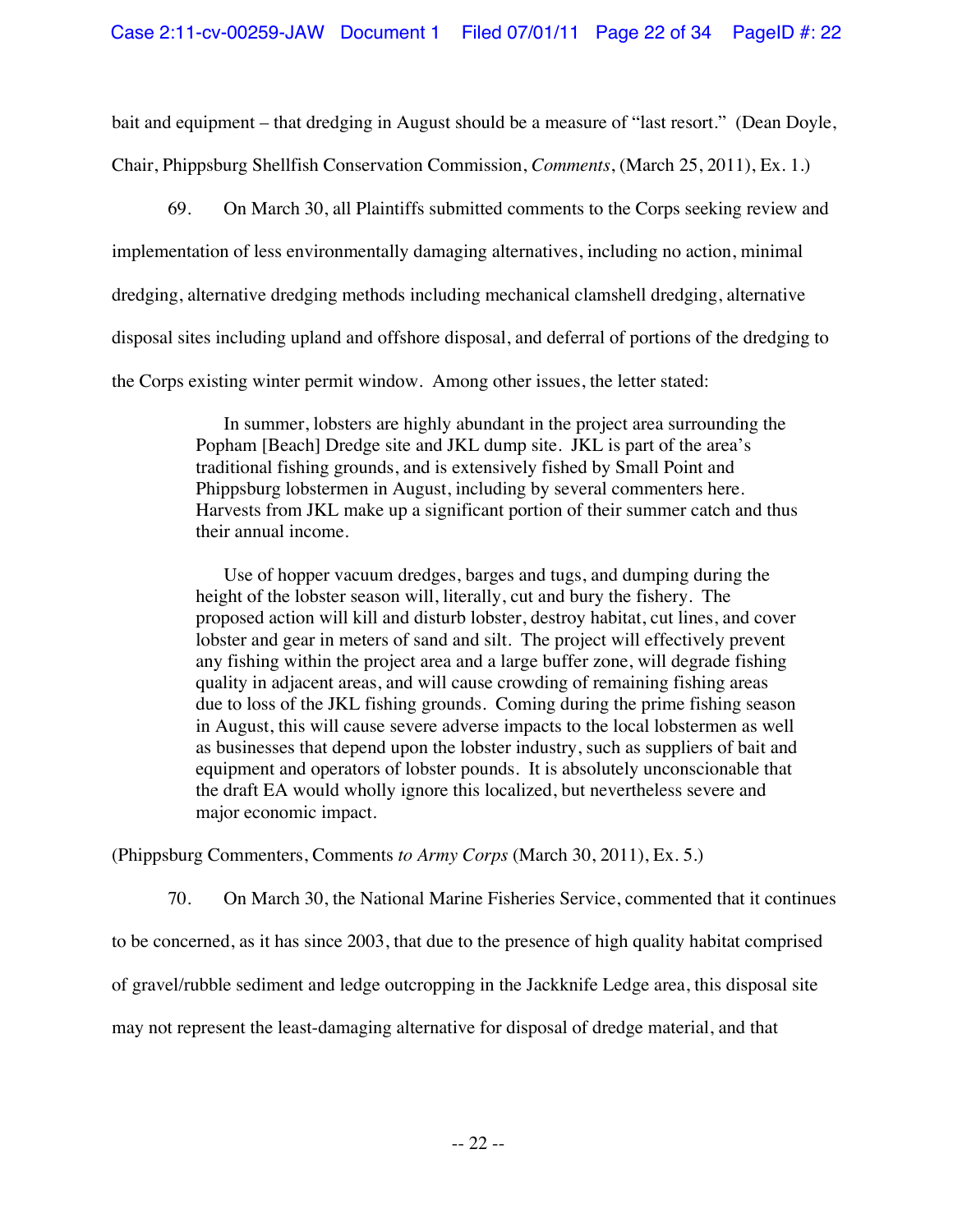bait and equipment – that dredging in August should be a measure of "last resort." (Dean Doyle, Chair, Phippsburg Shellfish Conservation Commission, *Comments*, (March 25, 2011), Ex. 1.)

69. On March 30, all Plaintiffs submitted comments to the Corps seeking review and implementation of less environmentally damaging alternatives, including no action, minimal dredging, alternative dredging methods including mechanical clamshell dredging, alternative disposal sites including upland and offshore disposal, and deferral of portions of the dredging to the Corps existing winter permit window. Among other issues, the letter stated:

> In summer, lobsters are highly abundant in the project area surrounding the Popham [Beach] Dredge site and JKL dump site. JKL is part of the area's traditional fishing grounds, and is extensively fished by Small Point and Phippsburg lobstermen in August, including by several commenters here. Harvests from JKL make up a significant portion of their summer catch and thus their annual income.
>
> Use of hopper vacuum dredges, barges and tugs, and dumping during the height of the lobster season will, literally, cut and bury the fishery. The proposed action will kill and disturb lobster, destroy habitat, cut lines, and cover lobster and gear in meters of sand and silt. The project will effectively prevent any fishing within the project area and a large buffer zone, will degrade fishing quality in adjacent areas, and will cause crowding of remaining fishing areas due to loss of the JKL fishing grounds. Coming during the prime fishing season in August, this will cause severe adverse impacts to the local lobstermen as well as businesses that depend upon the lobster industry, such as suppliers of bait and equipment and operators of lobster pounds. It is absolutely unconscionable that the draft EA would wholly ignore this localized, but nevertheless severe and major economic impact.

(Phippsburg Commenters, Comments *to Army Corps* (March 30, 2011), Ex. 5.)

70. On March 30, the National Marine Fisheries Service, commented that it continues to be concerned, as it has since 2003, that due to the presence of high quality habitat comprised of gravel/rubble sediment and ledge outcropping in the Jackknife Ledge area, this disposal site may not represent the least-damaging alternative for disposal of dredge material, and that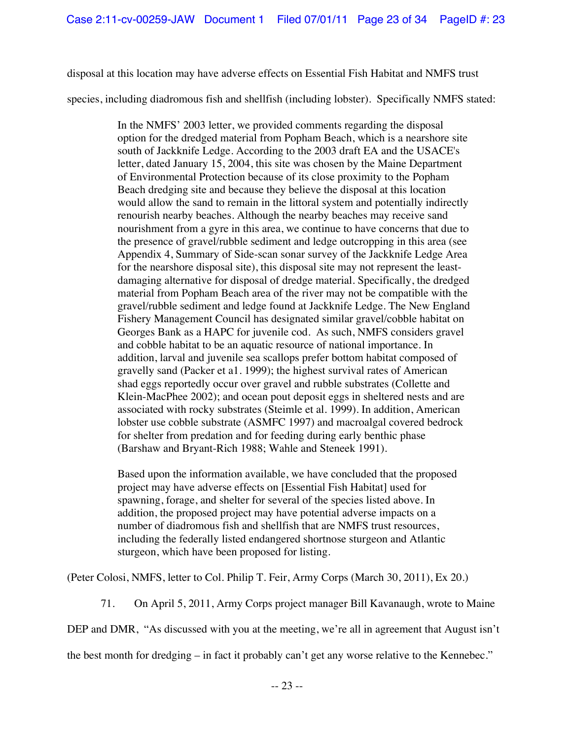disposal at this location may have adverse effects on Essential Fish Habitat and NMFS trust species, including diadromous fish and shellfish (including lobster). Specifically NMFS stated:

> In the NMFS' 2003 letter, we provided comments regarding the disposal option for the dredged material from Popham Beach, which is a nearshore site south of Jackknife Ledge. According to the 2003 draft EA and the USACE's letter, dated January 15, 2004, this site was chosen by the Maine Department of Environmental Protection because of its close proximity to the Popham Beach dredging site and because they believe the disposal at this location would allow the sand to remain in the littoral system and potentially indirectly renourish nearby beaches. Although the nearby beaches may receive sand nourishment from a gyre in this area, we continue to have concerns that due to the presence of gravel/rubble sediment and ledge outcropping in this area (see Appendix 4, Summary of Side-scan sonar survey of the Jackknife Ledge Area for the nearshore disposal site), this disposal site may not represent the least-damaging alternative for disposal of dredge material. Specifically, the dredged material from Popham Beach area of the river may not be compatible with the gravel/rubble sediment and ledge found at Jackknife Ledge. The New England Fishery Management Council has designated similar gravel/cobble habitat on Georges Bank as a HAPC for juvenile cod. As such, NMFS considers gravel and cobble habitat to be an aquatic resource of national importance. In addition, larval and juvenile sea scallops prefer bottom habitat composed of gravelly sand (Packer et a1. 1999); the highest survival rates of American shad eggs reportedly occur over gravel and rubble substrates (Collette and Klein-MacPhee 2002); and ocean pout deposit eggs in sheltered nests and are associated with rocky substrates (Steimle et al. 1999). In addition, American lobster use cobble substrate (ASMFC 1997) and macroalgal covered bedrock for shelter from predation and for feeding during early benthic phase (Barshaw and Bryant-Rich 1988; Wahle and Steneek 1991).
>
> Based upon the information available, we have concluded that the proposed project may have adverse effects on [Essential Fish Habitat] used for spawning, forage, and shelter for several of the species listed above. In addition, the proposed project may have potential adverse impacts on a number of diadromous fish and shellfish that are NMFS trust resources, including the federally listed endangered shortnose sturgeon and Atlantic sturgeon, which have been proposed for listing.

(Peter Colosi, NMFS, letter to Col. Philip T. Feir, Army Corps (March 30, 2011), Ex 20.)

71. On April 5, 2011, Army Corps project manager Bill Kavanaugh, wrote to Maine DEP and DMR, "As discussed with you at the meeting, we're all in agreement that August isn't the best month for dredging – in fact it probably can't get any worse relative to the Kennebec."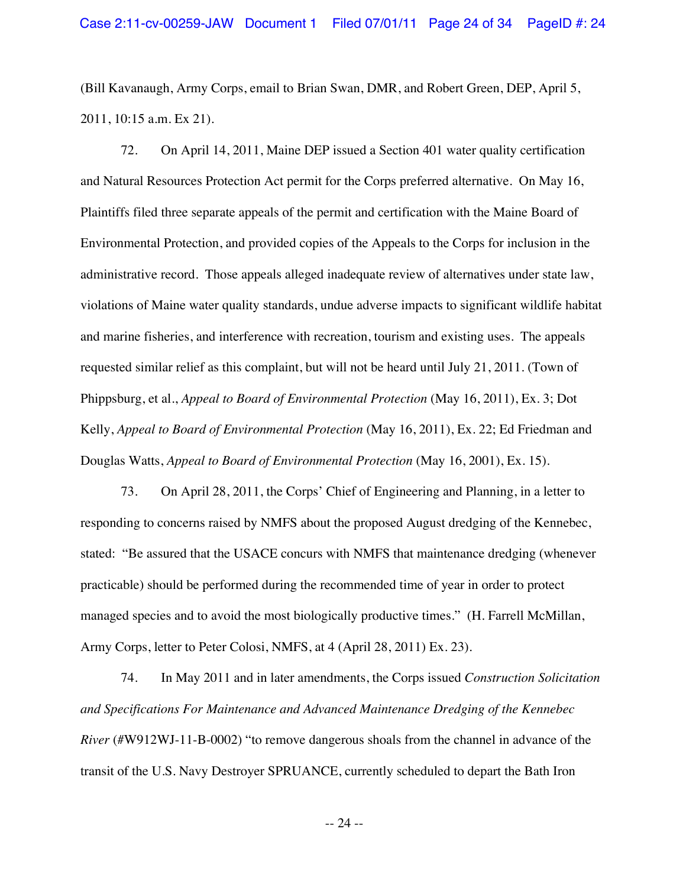(Bill Kavanaugh, Army Corps, email to Brian Swan, DMR, and Robert Green, DEP, April 5, 2011, 10:15 a.m. Ex 21).

72. On April 14, 2011, Maine DEP issued a Section 401 water quality certification and Natural Resources Protection Act permit for the Corps preferred alternative. On May 16, Plaintiffs filed three separate appeals of the permit and certification with the Maine Board of Environmental Protection, and provided copies of the Appeals to the Corps for inclusion in the administrative record. Those appeals alleged inadequate review of alternatives under state law, violations of Maine water quality standards, undue adverse impacts to significant wildlife habitat and marine fisheries, and interference with recreation, tourism and existing uses. The appeals requested similar relief as this complaint, but will not be heard until July 21, 2011. (Town of Phippsburg, et al., *Appeal to Board of Environmental Protection* (May 16, 2011), Ex. 3; Dot Kelly, *Appeal to Board of Environmental Protection* (May 16, 2011), Ex. 22; Ed Friedman and Douglas Watts, *Appeal to Board of Environmental Protection* (May 16, 2001), Ex. 15).

73. On April 28, 2011, the Corps' Chief of Engineering and Planning, in a letter to responding to concerns raised by NMFS about the proposed August dredging of the Kennebec, stated: "Be assured that the USACE concurs with NMFS that maintenance dredging (whenever practicable) should be performed during the recommended time of year in order to protect managed species and to avoid the most biologically productive times." (H. Farrell McMillan, Army Corps, letter to Peter Colosi, NMFS, at 4 (April 28, 2011) Ex. 23).

74. In May 2011 and in later amendments, the Corps issued *Construction Solicitation and Specifications For Maintenance and Advanced Maintenance Dredging of the Kennebec River* (#W912WJ-11-B-0002) "to remove dangerous shoals from the channel in advance of the transit of the U.S. Navy Destroyer SPRUANCE, currently scheduled to depart the Bath Iron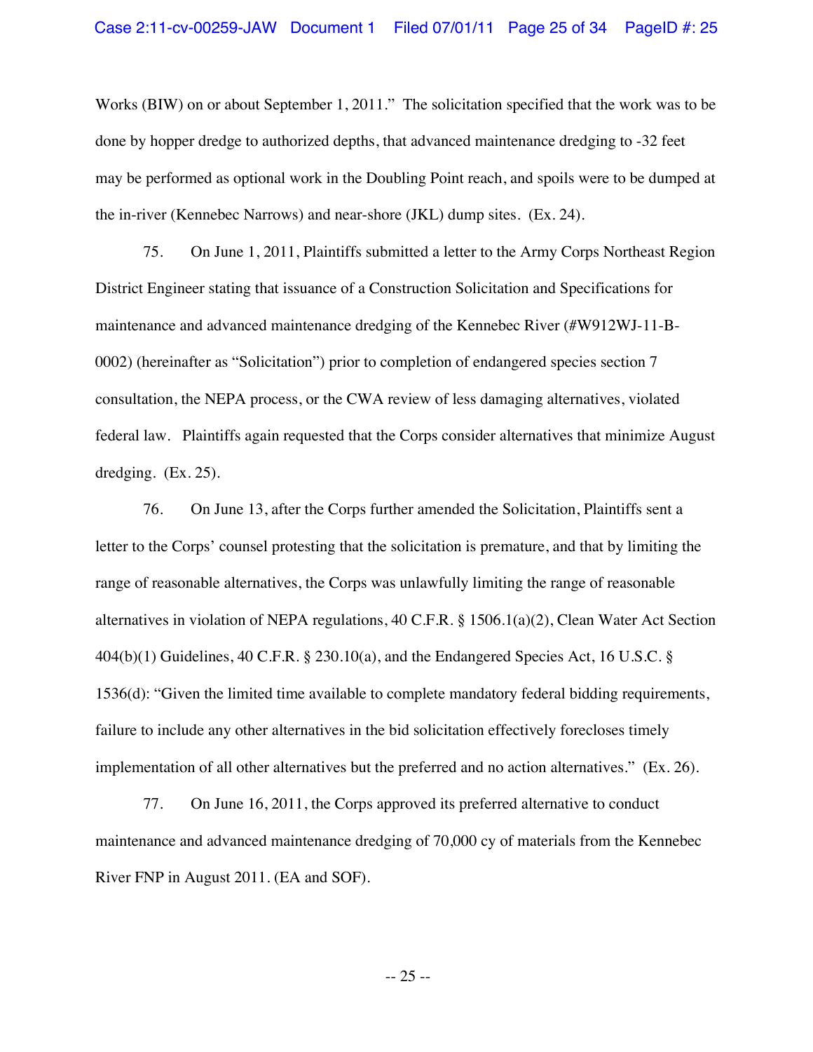Works (BIW) on or about September 1, 2011." The solicitation specified that the work was to be done by hopper dredge to authorized depths, that advanced maintenance dredging to -32 feet may be performed as optional work in the Doubling Point reach, and spoils were to be dumped at the in-river (Kennebec Narrows) and near-shore (JKL) dump sites. (Ex. 24).

75. On June 1, 2011, Plaintiffs submitted a letter to the Army Corps Northeast Region District Engineer stating that issuance of a Construction Solicitation and Specifications for maintenance and advanced maintenance dredging of the Kennebec River (#W912WJ-11-B-0002) (hereinafter as "Solicitation") prior to completion of endangered species section 7 consultation, the NEPA process, or the CWA review of less damaging alternatives, violated federal law. Plaintiffs again requested that the Corps consider alternatives that minimize August dredging. (Ex. 25).

76. On June 13, after the Corps further amended the Solicitation, Plaintiffs sent a letter to the Corps' counsel protesting that the solicitation is premature, and that by limiting the range of reasonable alternatives, the Corps was unlawfully limiting the range of reasonable alternatives in violation of NEPA regulations, 40 C.F.R. § 1506.1(a)(2), Clean Water Act Section 404(b)(1) Guidelines, 40 C.F.R. § 230.10(a), and the Endangered Species Act, 16 U.S.C. § 1536(d): "Given the limited time available to complete mandatory federal bidding requirements, failure to include any other alternatives in the bid solicitation effectively forecloses timely implementation of all other alternatives but the preferred and no action alternatives." (Ex. 26).

77. On June 16, 2011, the Corps approved its preferred alternative to conduct maintenance and advanced maintenance dredging of 70,000 cy of materials from the Kennebec River FNP in August 2011. (EA and SOF).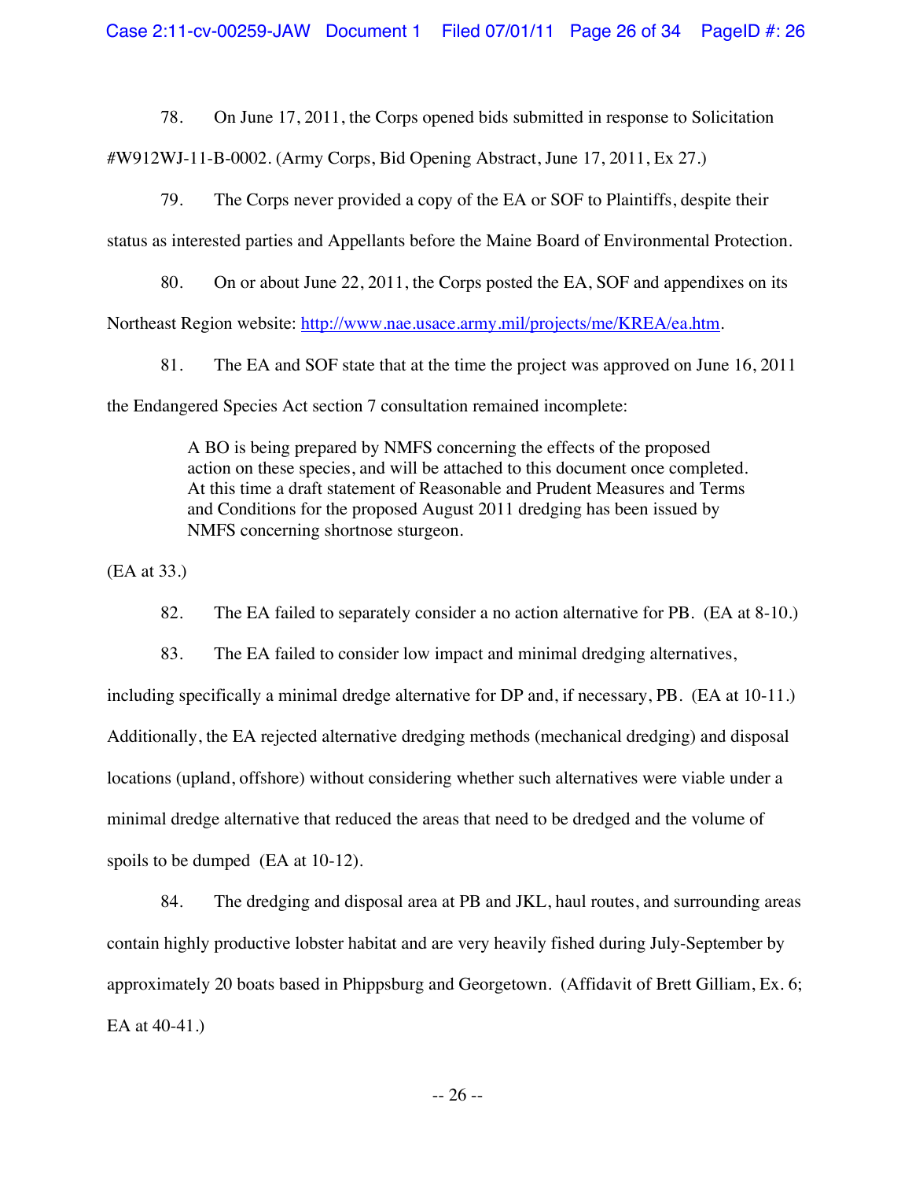78. On June 17, 2011, the Corps opened bids submitted in response to Solicitation #W912WJ-11-B-0002. (Army Corps, Bid Opening Abstract, June 17, 2011, Ex 27.)

79. The Corps never provided a copy of the EA or SOF to Plaintiffs, despite their status as interested parties and Appellants before the Maine Board of Environmental Protection.

80. On or about June 22, 2011, the Corps posted the EA, SOF and appendixes on its Northeast Region website: http://www.nae.usace.army.mil/projects/me/KREA/ea.htm.

81. The EA and SOF state that at the time the project was approved on June 16, 2011 the Endangered Species Act section 7 consultation remained incomplete:

> A BO is being prepared by NMFS concerning the effects of the proposed action on these species, and will be attached to this document once completed. At this time a draft statement of Reasonable and Prudent Measures and Terms and Conditions for the proposed August 2011 dredging has been issued by NMFS concerning shortnose sturgeon.

(EA at 33.)

82. The EA failed to separately consider a no action alternative for PB. (EA at 8-10.)

83. The EA failed to consider low impact and minimal dredging alternatives, including specifically a minimal dredge alternative for DP and, if necessary, PB. (EA at 10-11.) Additionally, the EA rejected alternative dredging methods (mechanical dredging) and disposal locations (upland, offshore) without considering whether such alternatives were viable under a minimal dredge alternative that reduced the areas that need to be dredged and the volume of spoils to be dumped (EA at 10-12).

84. The dredging and disposal area at PB and JKL, haul routes, and surrounding areas contain highly productive lobster habitat and are very heavily fished during July-September by approximately 20 boats based in Phippsburg and Georgetown. (Affidavit of Brett Gilliam, Ex. 6; EA at 40-41.)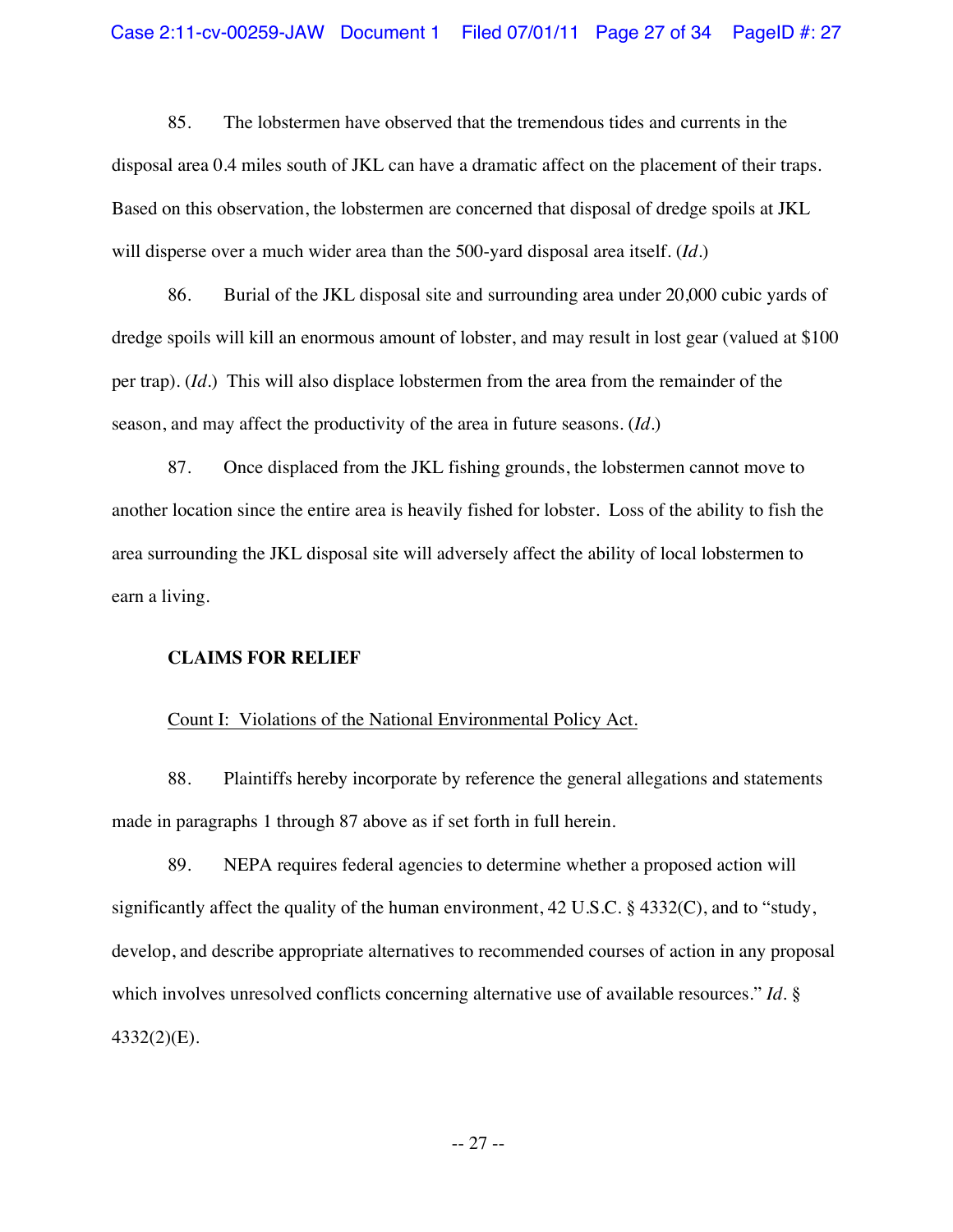85. The lobstermen have observed that the tremendous tides and currents in the disposal area 0.4 miles south of JKL can have a dramatic affect on the placement of their traps. Based on this observation, the lobstermen are concerned that disposal of dredge spoils at JKL will disperse over a much wider area than the 500-yard disposal area itself. (*Id.*)

86. Burial of the JKL disposal site and surrounding area under 20,000 cubic yards of dredge spoils will kill an enormous amount of lobster, and may result in lost gear (valued at $100 per trap). (*Id.*) This will also displace lobstermen from the area from the remainder of the season, and may affect the productivity of the area in future seasons. (*Id.*)

87. Once displaced from the JKL fishing grounds, the lobstermen cannot move to another location since the entire area is heavily fished for lobster. Loss of the ability to fish the area surrounding the JKL disposal site will adversely affect the ability of local lobstermen to earn a living.

**CLAIMS FOR RELIEF**

Count I: Violations of the National Environmental Policy Act.

88. Plaintiffs hereby incorporate by reference the general allegations and statements made in paragraphs 1 through 87 above as if set forth in full herein.

89. NEPA requires federal agencies to determine whether a proposed action will significantly affect the quality of the human environment, 42 U.S.C. § 4332(C), and to "study, develop, and describe appropriate alternatives to recommended courses of action in any proposal which involves unresolved conflicts concerning alternative use of available resources." *Id.* § 4332(2)(E).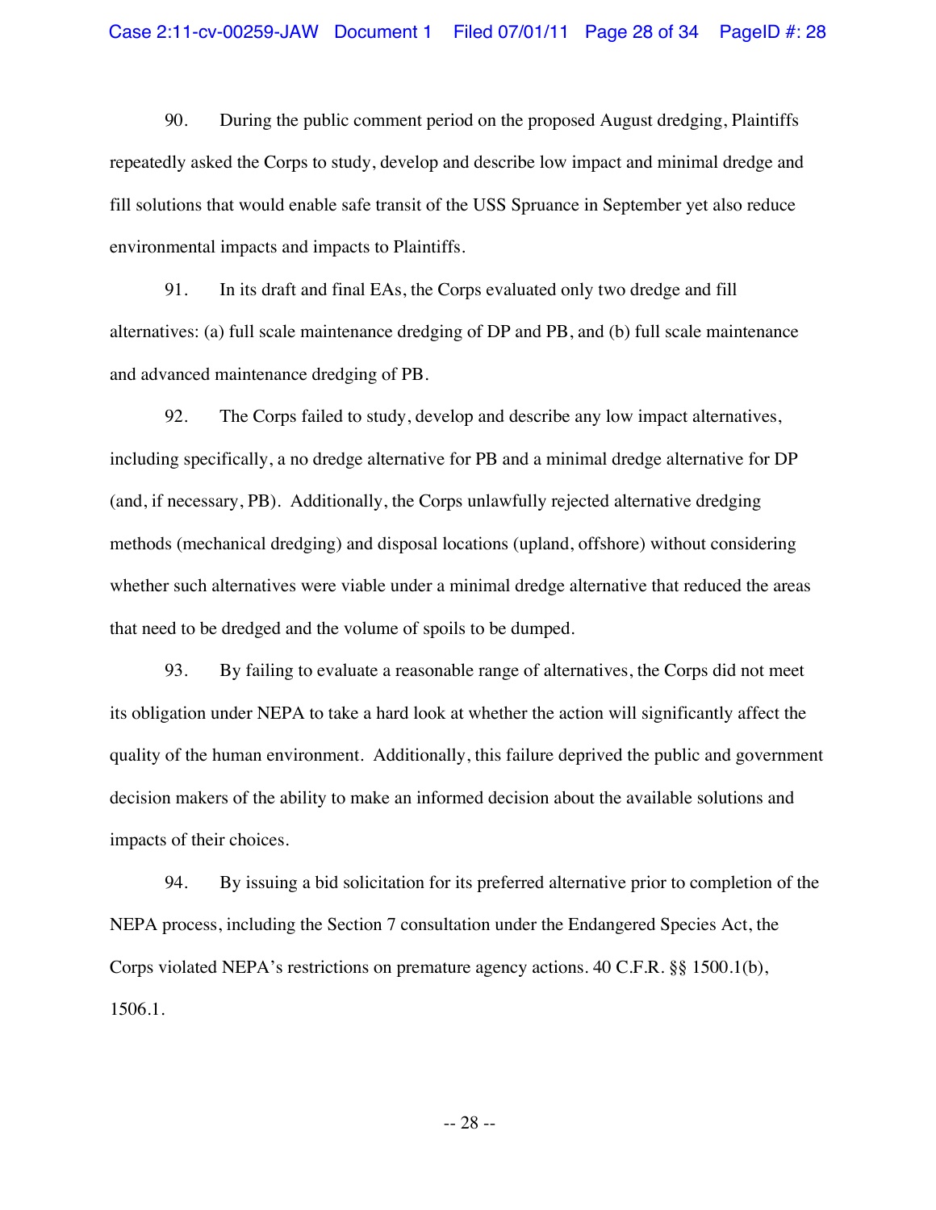90. During the public comment period on the proposed August dredging, Plaintiffs repeatedly asked the Corps to study, develop and describe low impact and minimal dredge and fill solutions that would enable safe transit of the USS Spruance in September yet also reduce environmental impacts and impacts to Plaintiffs.

91. In its draft and final EAs, the Corps evaluated only two dredge and fill alternatives: (a) full scale maintenance dredging of DP and PB, and (b) full scale maintenance and advanced maintenance dredging of PB.

92. The Corps failed to study, develop and describe any low impact alternatives, including specifically, a no dredge alternative for PB and a minimal dredge alternative for DP (and, if necessary, PB). Additionally, the Corps unlawfully rejected alternative dredging methods (mechanical dredging) and disposal locations (upland, offshore) without considering whether such alternatives were viable under a minimal dredge alternative that reduced the areas that need to be dredged and the volume of spoils to be dumped.

93. By failing to evaluate a reasonable range of alternatives, the Corps did not meet its obligation under NEPA to take a hard look at whether the action will significantly affect the quality of the human environment. Additionally, this failure deprived the public and government decision makers of the ability to make an informed decision about the available solutions and impacts of their choices.

94. By issuing a bid solicitation for its preferred alternative prior to completion of the NEPA process, including the Section 7 consultation under the Endangered Species Act, the Corps violated NEPA's restrictions on premature agency actions. 40 C.F.R. §§ 1500.1(b), 1506.1.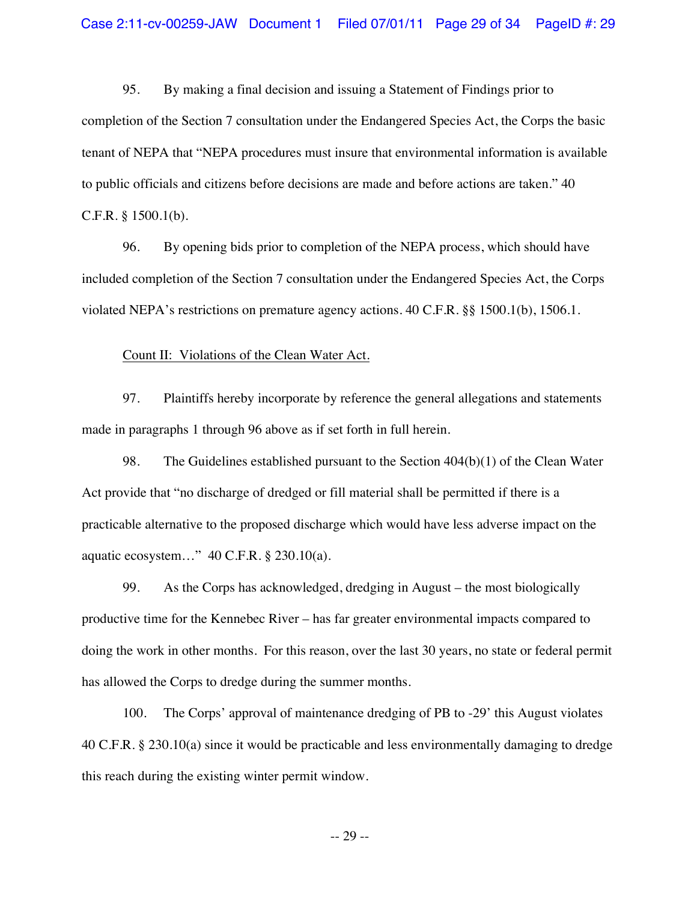95. By making a final decision and issuing a Statement of Findings prior to completion of the Section 7 consultation under the Endangered Species Act, the Corps the basic tenant of NEPA that "NEPA procedures must insure that environmental information is available to public officials and citizens before decisions are made and before actions are taken." 40 C.F.R. § 1500.1(b).

96. By opening bids prior to completion of the NEPA process, which should have included completion of the Section 7 consultation under the Endangered Species Act, the Corps violated NEPA's restrictions on premature agency actions. 40 C.F.R. §§ 1500.1(b), 1506.1.

<u>Count II: Violations of the Clean Water Act.</u>

97. Plaintiffs hereby incorporate by reference the general allegations and statements made in paragraphs 1 through 96 above as if set forth in full herein.

98. The Guidelines established pursuant to the Section 404(b)(1) of the Clean Water Act provide that "no discharge of dredged or fill material shall be permitted if there is a practicable alternative to the proposed discharge which would have less adverse impact on the aquatic ecosystem…" 40 C.F.R. § 230.10(a).

99. As the Corps has acknowledged, dredging in August – the most biologically productive time for the Kennebec River – has far greater environmental impacts compared to doing the work in other months. For this reason, over the last 30 years, no state or federal permit has allowed the Corps to dredge during the summer months.

100. The Corps' approval of maintenance dredging of PB to -29' this August violates 40 C.F.R. § 230.10(a) since it would be practicable and less environmentally damaging to dredge this reach during the existing winter permit window.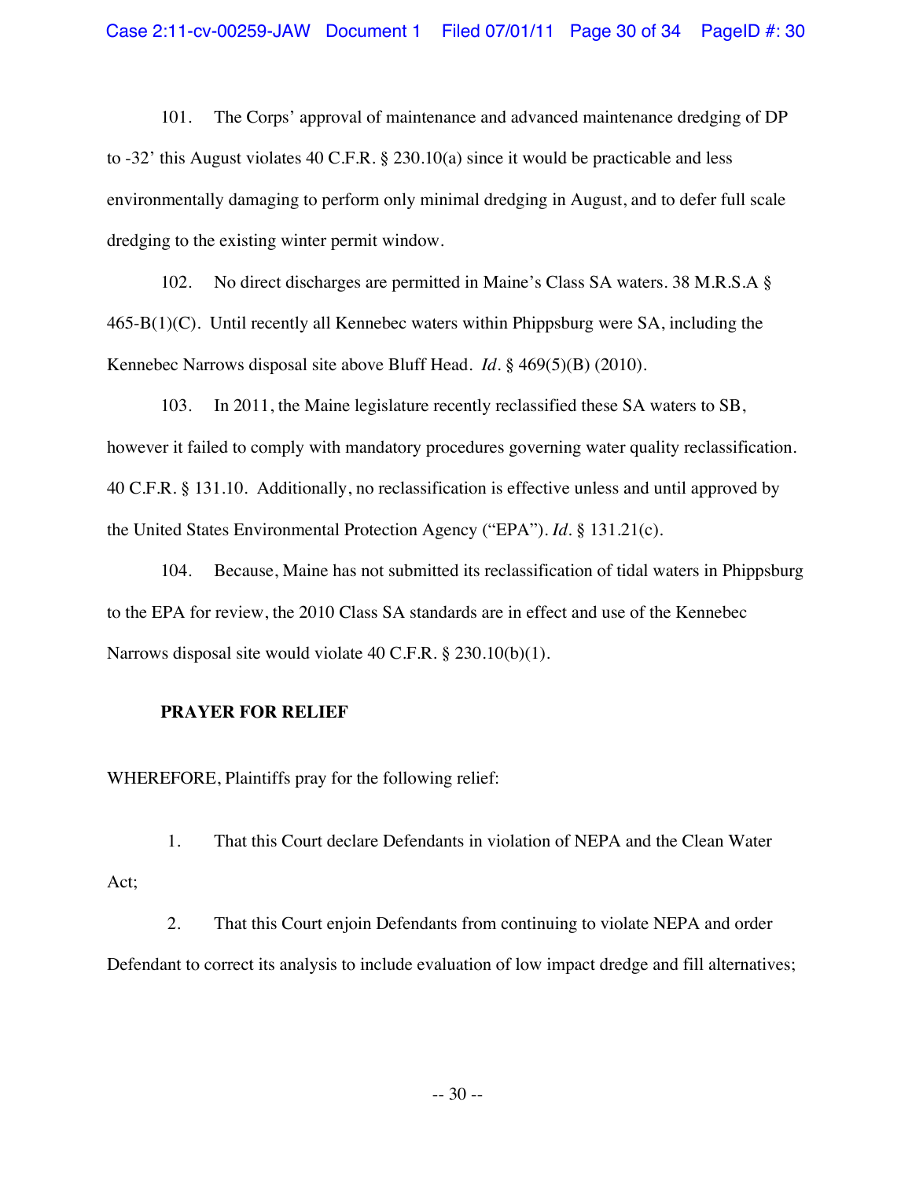101. The Corps' approval of maintenance and advanced maintenance dredging of DP to -32' this August violates 40 C.F.R. § 230.10(a) since it would be practicable and less environmentally damaging to perform only minimal dredging in August, and to defer full scale dredging to the existing winter permit window.

102. No direct discharges are permitted in Maine's Class SA waters. 38 M.R.S.A § 465-B(1)(C). Until recently all Kennebec waters within Phippsburg were SA, including the Kennebec Narrows disposal site above Bluff Head. *Id.* § 469(5)(B) (2010).

103. In 2011, the Maine legislature recently reclassified these SA waters to SB, however it failed to comply with mandatory procedures governing water quality reclassification. 40 C.F.R. § 131.10. Additionally, no reclassification is effective unless and until approved by the United States Environmental Protection Agency ("EPA"). *Id.* § 131.21(c).

104. Because, Maine has not submitted its reclassification of tidal waters in Phippsburg to the EPA for review, the 2010 Class SA standards are in effect and use of the Kennebec Narrows disposal site would violate 40 C.F.R. § 230.10(b)(1).

**PRAYER FOR RELIEF**

WHEREFORE, Plaintiffs pray for the following relief:

1. That this Court declare Defendants in violation of NEPA and the Clean Water Act;

2. That this Court enjoin Defendants from continuing to violate NEPA and order Defendant to correct its analysis to include evaluation of low impact dredge and fill alternatives;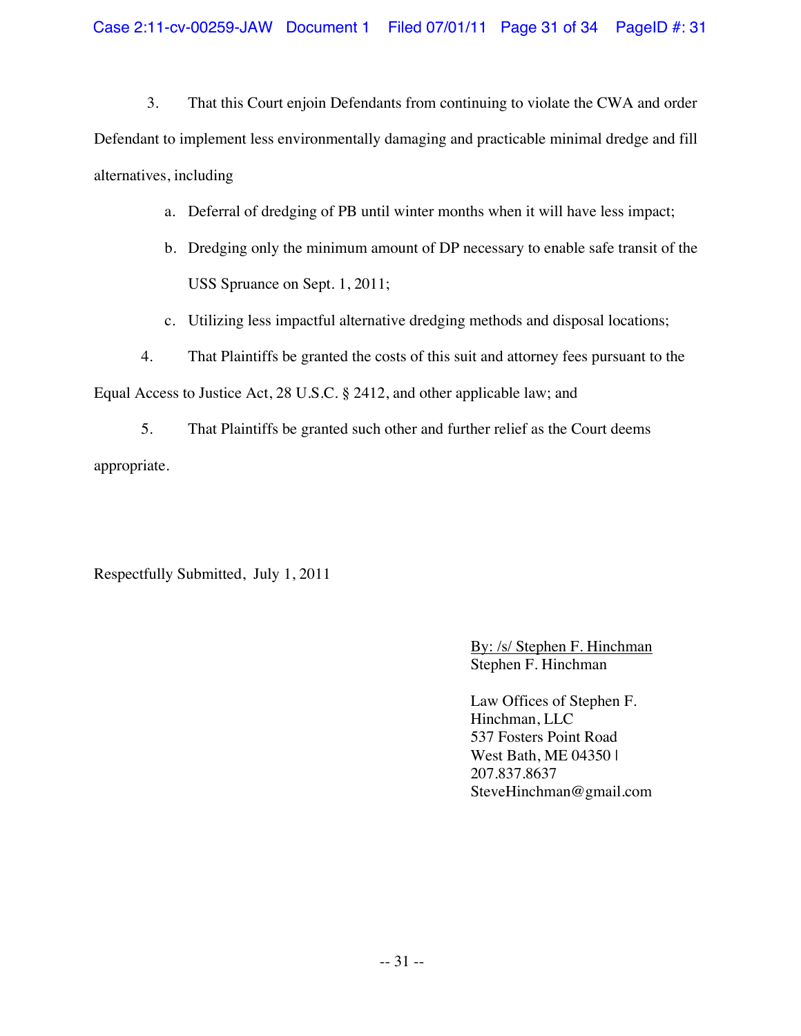3. That this Court enjoin Defendants from continuing to violate the CWA and order Defendant to implement less environmentally damaging and practicable minimal dredge and fill alternatives, including

   a. Deferral of dredging of PB until winter months when it will have less impact;

   b. Dredging only the minimum amount of DP necessary to enable safe transit of the USS Spruance on Sept. 1, 2011;

   c. Utilizing less impactful alternative dredging methods and disposal locations;

4. That Plaintiffs be granted the costs of this suit and attorney fees pursuant to the Equal Access to Justice Act, 28 U.S.C. § 2412, and other applicable law; and

5. That Plaintiffs be granted such other and further relief as the Court deems appropriate.

Respectfully Submitted, July 1, 2011

By: /s/ Stephen F. Hinchman
Stephen F. Hinchman

Law Offices of Stephen F. Hinchman, LLC
537 Fosters Point Road
West Bath, ME 04350 |
207.837.8637
SteveHinchman@gmail.com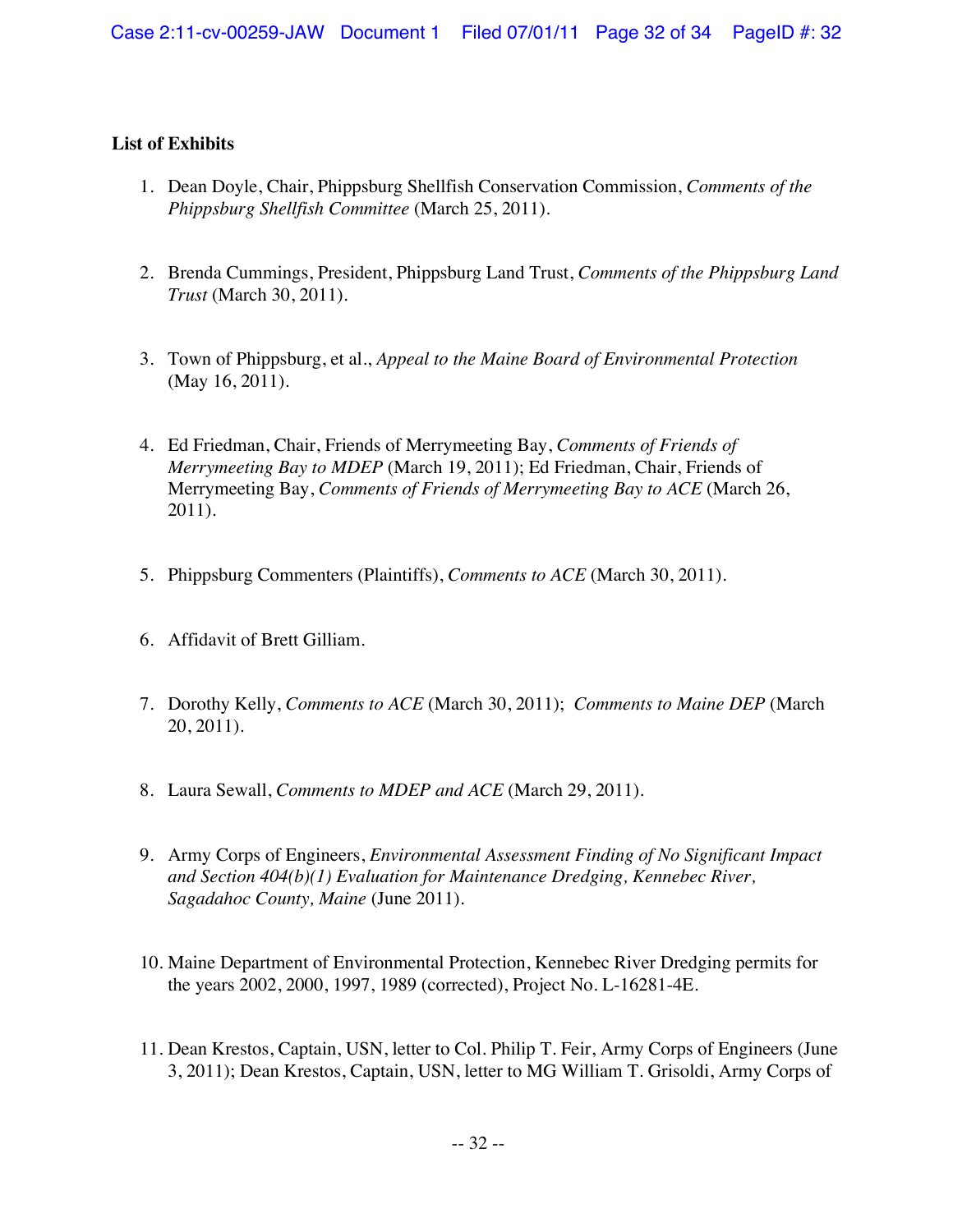**List of Exhibits**

1. Dean Doyle, Chair, Phippsburg Shellfish Conservation Commission, *Comments of the Phippsburg Shellfish Committee* (March 25, 2011).

2. Brenda Cummings, President, Phippsburg Land Trust, *Comments of the Phippsburg Land Trust* (March 30, 2011).

3. Town of Phippsburg, et al., *Appeal to the Maine Board of Environmental Protection* (May 16, 2011).

4. Ed Friedman, Chair, Friends of Merrymeeting Bay, *Comments of Friends of Merrymeeting Bay to MDEP* (March 19, 2011); Ed Friedman, Chair, Friends of Merrymeeting Bay, *Comments of Friends of Merrymeeting Bay to ACE* (March 26, 2011).

5. Phippsburg Commenters (Plaintiffs), *Comments to ACE* (March 30, 2011).

6. Affidavit of Brett Gilliam.

7. Dorothy Kelly, *Comments to ACE* (March 30, 2011); *Comments to Maine DEP* (March 20, 2011).

8. Laura Sewall, *Comments to MDEP and ACE* (March 29, 2011).

9. Army Corps of Engineers, *Environmental Assessment Finding of No Significant Impact and Section 404(b)(1) Evaluation for Maintenance Dredging, Kennebec River, Sagadahoc County, Maine* (June 2011).

10. Maine Department of Environmental Protection, Kennebec River Dredging permits for the years 2002, 2000, 1997, 1989 (corrected), Project No. L-16281-4E.

11. Dean Krestos, Captain, USN, letter to Col. Philip T. Feir, Army Corps of Engineers (June 3, 2011); Dean Krestos, Captain, USN, letter to MG William T. Grisoldi, Army Corps of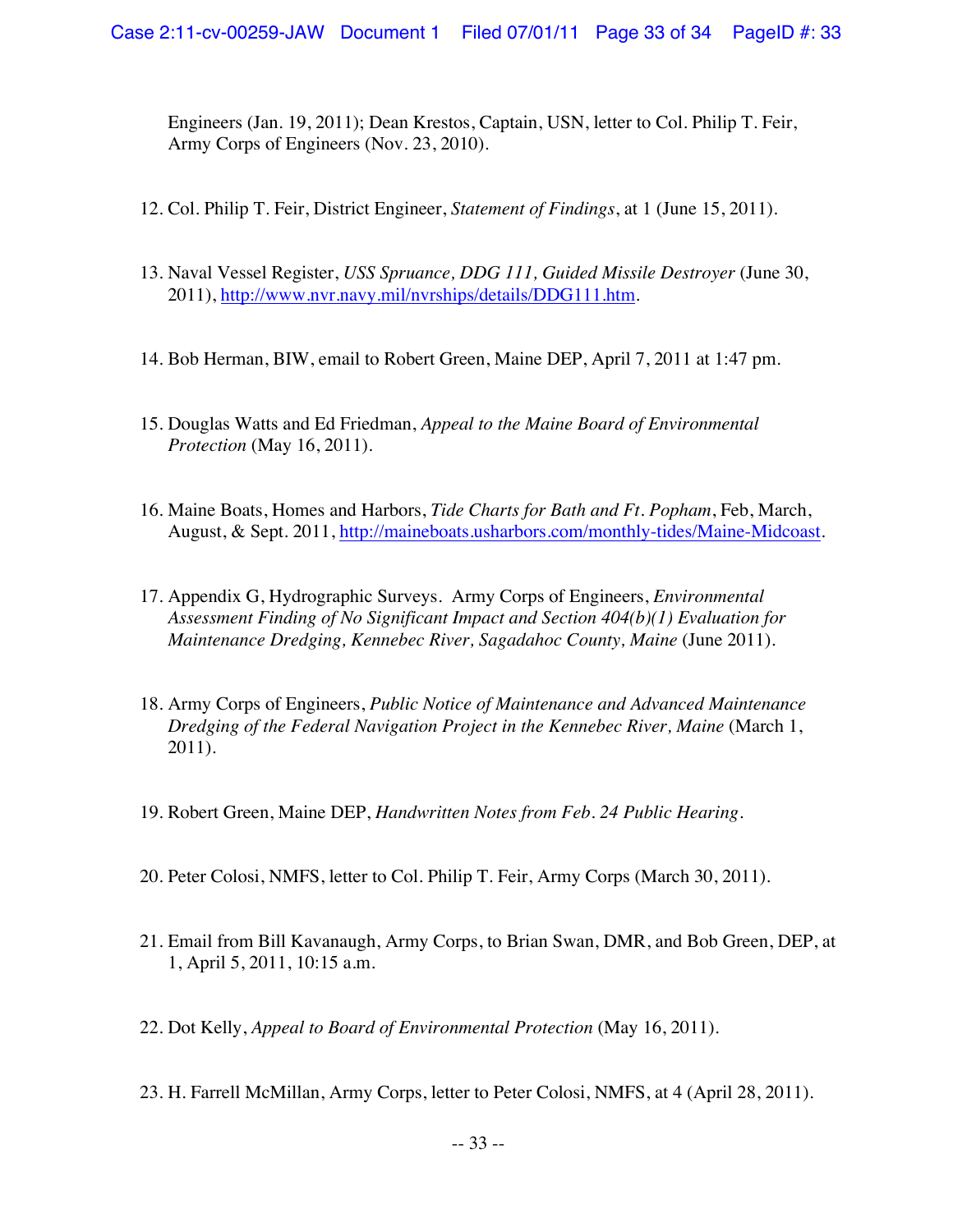Engineers (Jan. 19, 2011); Dean Krestos, Captain, USN, letter to Col. Philip T. Feir, Army Corps of Engineers (Nov. 23, 2010).

12. Col. Philip T. Feir, District Engineer, *Statement of Findings*, at 1 (June 15, 2011).

13. Naval Vessel Register, *USS Spruance, DDG 111, Guided Missile Destroyer* (June 30, 2011), http://www.nvr.navy.mil/nvrships/details/DDG111.htm.

14. Bob Herman, BIW, email to Robert Green, Maine DEP, April 7, 2011 at 1:47 pm.

15. Douglas Watts and Ed Friedman, *Appeal to the Maine Board of Environmental Protection* (May 16, 2011).

16. Maine Boats, Homes and Harbors, *Tide Charts for Bath and Ft. Popham*, Feb, March, August, & Sept. 2011, http://maineboats.usharbors.com/monthly-tides/Maine-Midcoast.

17. Appendix G, Hydrographic Surveys. Army Corps of Engineers, *Environmental Assessment Finding of No Significant Impact and Section 404(b)(1) Evaluation for Maintenance Dredging, Kennebec River, Sagadahoc County, Maine* (June 2011).

18. Army Corps of Engineers, *Public Notice of Maintenance and Advanced Maintenance Dredging of the Federal Navigation Project in the Kennebec River, Maine* (March 1, 2011).

19. Robert Green, Maine DEP, *Handwritten Notes from Feb. 24 Public Hearing*.

20. Peter Colosi, NMFS, letter to Col. Philip T. Feir, Army Corps (March 30, 2011).

21. Email from Bill Kavanaugh, Army Corps, to Brian Swan, DMR, and Bob Green, DEP, at 1, April 5, 2011, 10:15 a.m.

22. Dot Kelly, *Appeal to Board of Environmental Protection* (May 16, 2011).

23. H. Farrell McMillan, Army Corps, letter to Peter Colosi, NMFS, at 4 (April 28, 2011).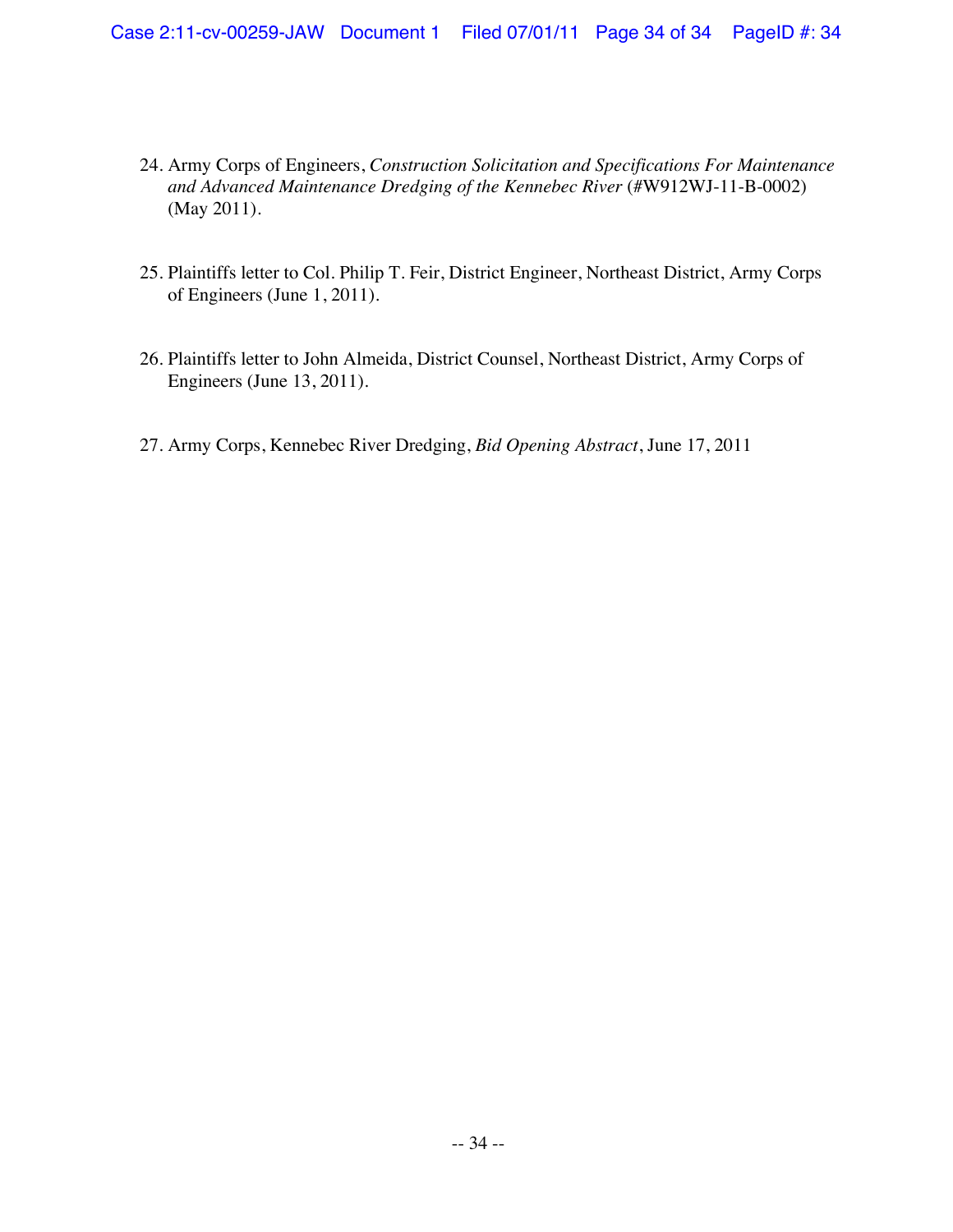24. Army Corps of Engineers, *Construction Solicitation and Specifications For Maintenance and Advanced Maintenance Dredging of the Kennebec River* (#W912WJ-11-B-0002) (May 2011).

25. Plaintiffs letter to Col. Philip T. Feir, District Engineer, Northeast District, Army Corps of Engineers (June 1, 2011).

26. Plaintiffs letter to John Almeida, District Counsel, Northeast District, Army Corps of Engineers (June 13, 2011).

27. Army Corps, Kennebec River Dredging, *Bid Opening Abstract*, June 17, 2011